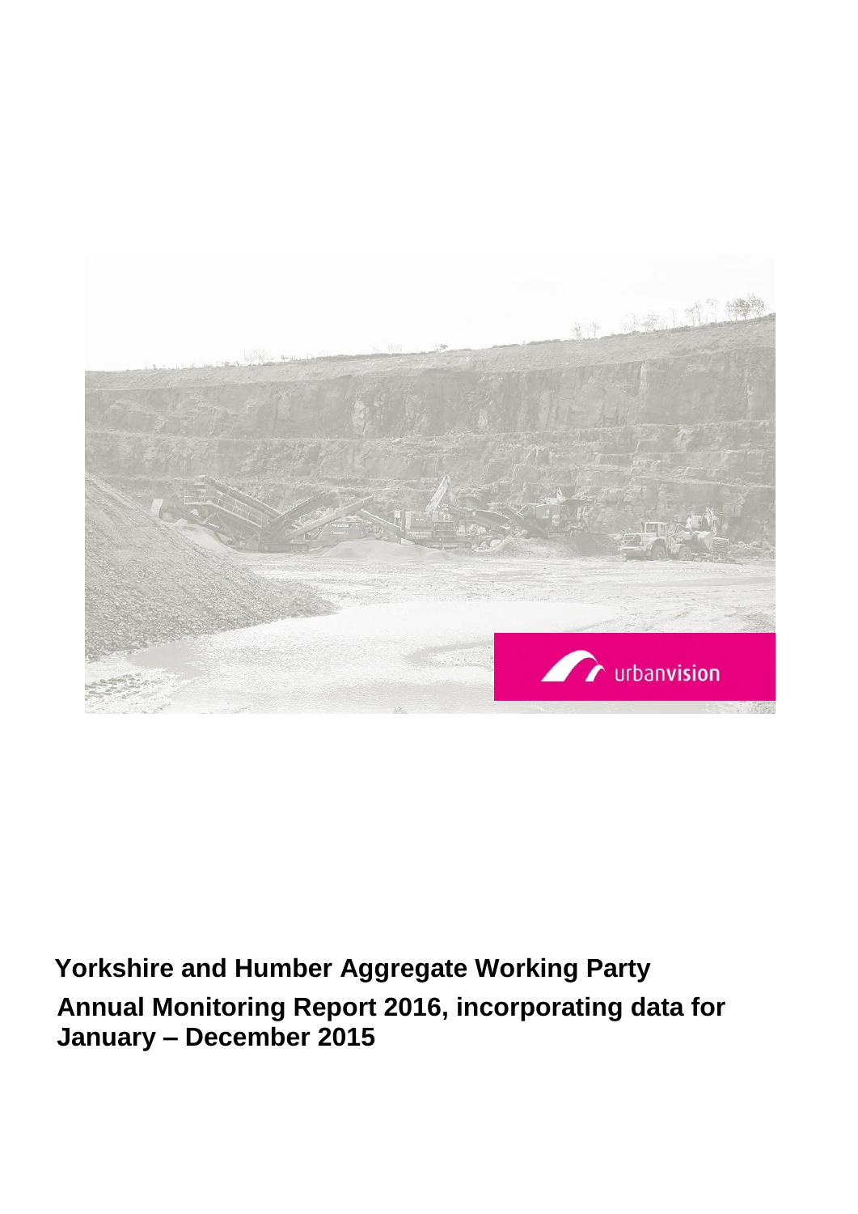# Yorkshire and Humber Aggregate Working Party

## Annual Monitoring Report 2016, incorporating data for January – December 2015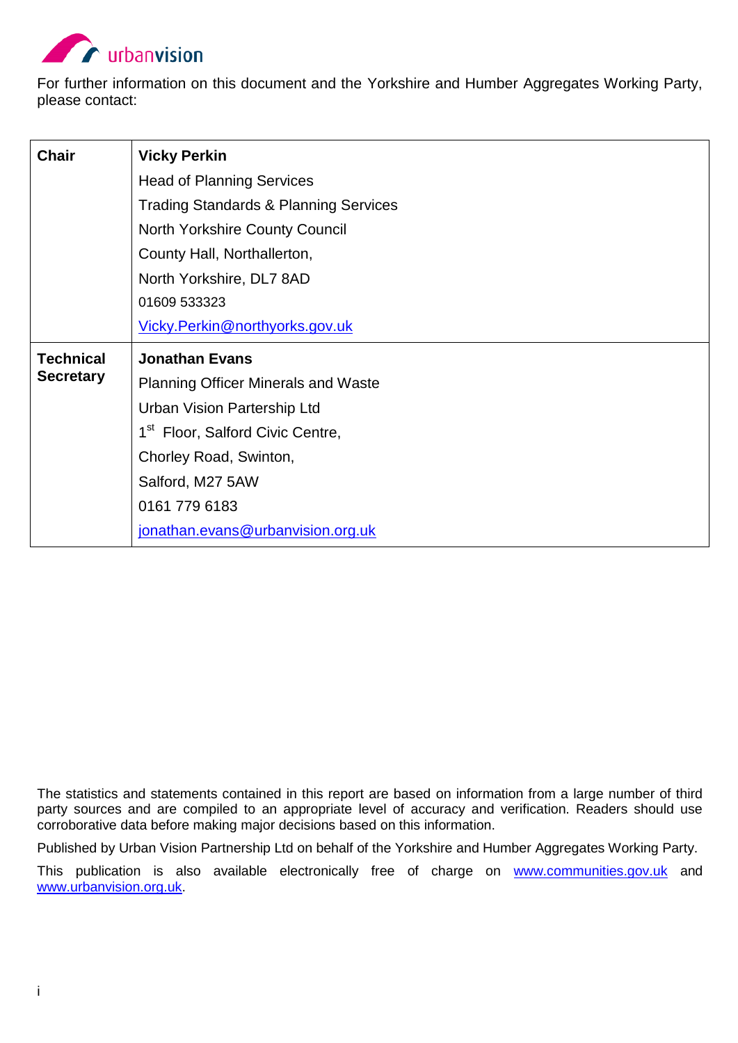urbanvision

For further information on this document and the Yorkshire and Humber Aggregates Working Party, please contact:

| | |
|---|---|
| **Chair** | **Vicky Perkin**<br>Head of Planning Services<br>Trading Standards & Planning Services<br>North Yorkshire County Council<br>County Hall, Northallerton,<br>North Yorkshire, DL7 8AD<br>01609 533323<br>Vicky.Perkin@northyorks.gov.uk |
| **Technical Secretary** | **Jonathan Evans**<br>Planning Officer Minerals and Waste<br>Urban Vision Partership Ltd<br>1st Floor, Salford Civic Centre,<br>Chorley Road, Swinton,<br>Salford, M27 5AW<br>0161 779 6183<br>jonathan.evans@urbanvision.org.uk |

The statistics and statements contained in this report are based on information from a large number of third party sources and are compiled to an appropriate level of accuracy and verification. Readers should use corroborative data before making major decisions based on this information.

Published by Urban Vision Partnership Ltd on behalf of the Yorkshire and Humber Aggregates Working Party.

This publication is also available electronically free of charge on www.communities.gov.uk and www.urbanvision.org.uk.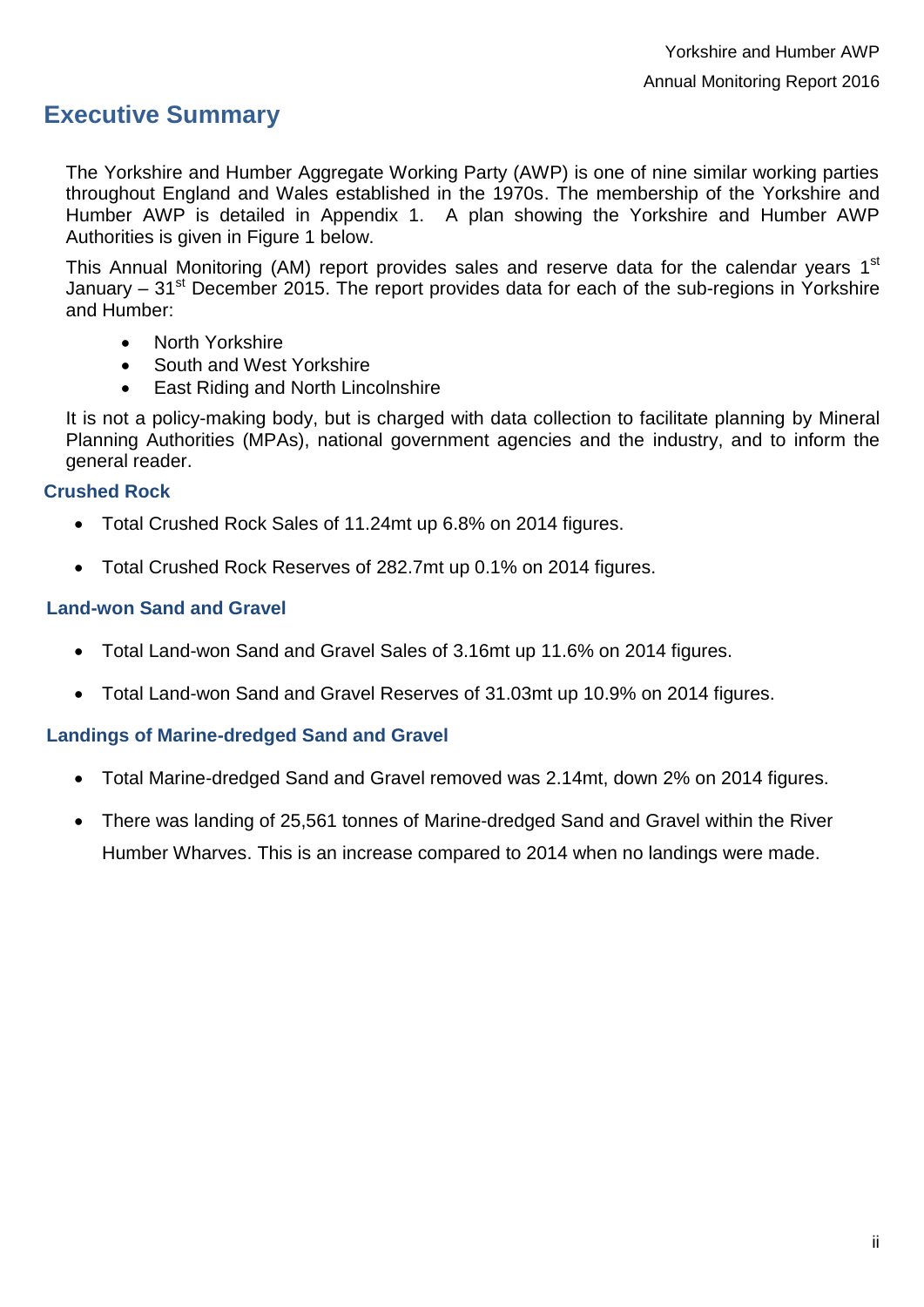# Executive Summary

The Yorkshire and Humber Aggregate Working Party (AWP) is one of nine similar working parties throughout England and Wales established in the 1970s. The membership of the Yorkshire and Humber AWP is detailed in Appendix 1. A plan showing the Yorkshire and Humber AWP Authorities is given in Figure 1 below.

This Annual Monitoring (AM) report provides sales and reserve data for the calendar years 1st January – 31st December 2015. The report provides data for each of the sub-regions in Yorkshire and Humber:

- North Yorkshire
- South and West Yorkshire
- East Riding and North Lincolnshire

It is not a policy-making body, but is charged with data collection to facilitate planning by Mineral Planning Authorities (MPAs), national government agencies and the industry, and to inform the general reader.

### Crushed Rock

- Total Crushed Rock Sales of 11.24mt up 6.8% on 2014 figures.
- Total Crushed Rock Reserves of 282.7mt up 0.1% on 2014 figures.

### Land-won Sand and Gravel

- Total Land-won Sand and Gravel Sales of 3.16mt up 11.6% on 2014 figures.
- Total Land-won Sand and Gravel Reserves of 31.03mt up 10.9% on 2014 figures.

### Landings of Marine-dredged Sand and Gravel

- Total Marine-dredged Sand and Gravel removed was 2.14mt, down 2% on 2014 figures.
- There was landing of 25,561 tonnes of Marine-dredged Sand and Gravel within the River Humber Wharves. This is an increase compared to 2014 when no landings were made.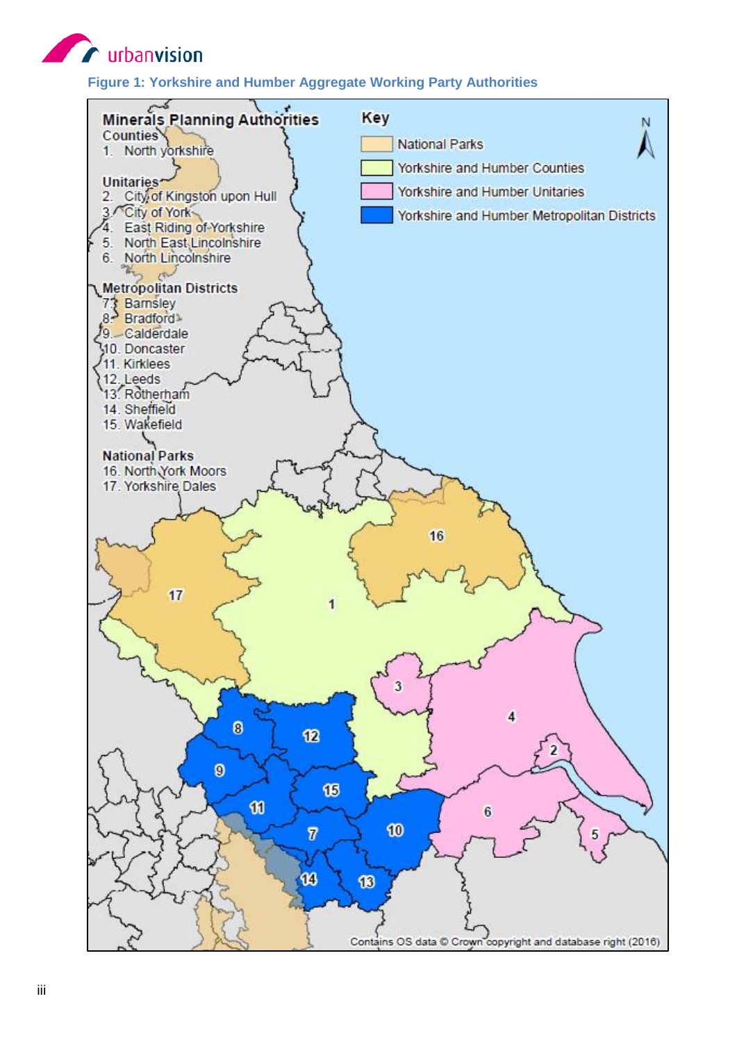**Figure 1: Yorkshire and Humber Aggregate Working Party Authorities**

**Minerals Planning Authorities**

**Counties**
1. North yorkshire

**Unitaries**
2. City of Kingston upon Hull
3. City of York
4. East Riding of Yorkshire
5. North East Lincolnshire
6. North Lincolnshire

**Metropolitan Districts**
7. Barnsley
8. Bradford
9. Calderdale
10. Doncaster
11. Kirklees
12. Leeds
13. Rotherham
14. Sheffield
15. Wakefield

**National Parks**
16. North York Moors
17. Yorkshire Dales

**Key**
- National Parks
- Yorkshire and Humber Counties
- Yorkshire and Humber Unitaries
- Yorkshire and Humber Metropolitan Districts

Contains OS data © Crown copyright and database right (2016)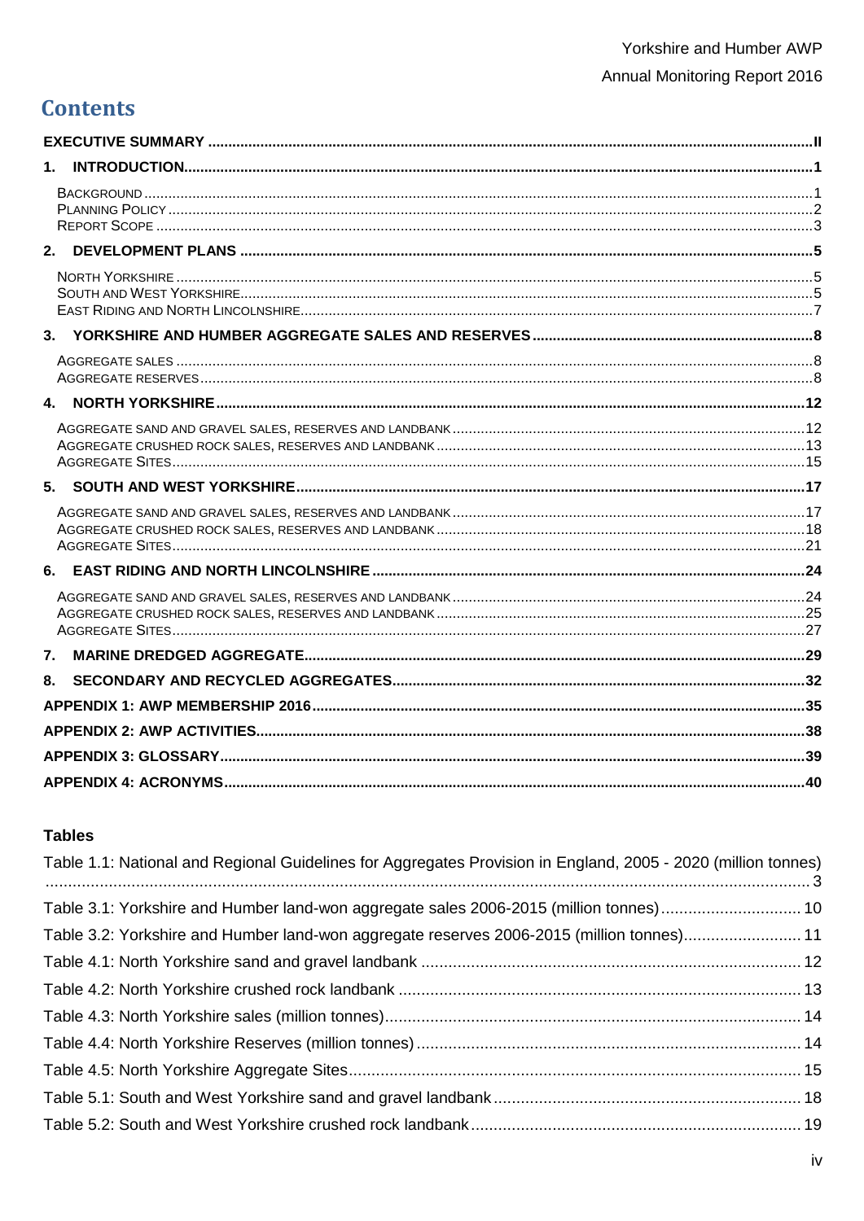# Contents

**EXECUTIVE SUMMARY** .......... II

**1. INTRODUCTION** .......... 1

- BACKGROUND .......... 1
- PLANNING POLICY .......... 2
- REPORT SCOPE .......... 3

**2. DEVELOPMENT PLANS** .......... 5

- NORTH YORKSHIRE .......... 5
- SOUTH AND WEST YORKSHIRE .......... 5
- EAST RIDING AND NORTH LINCOLNSHIRE .......... 7

**3. YORKSHIRE AND HUMBER AGGREGATE SALES AND RESERVES** .......... 8

- AGGREGATE SALES .......... 8
- AGGREGATE RESERVES .......... 8

**4. NORTH YORKSHIRE** .......... 12

- AGGREGATE SAND AND GRAVEL SALES, RESERVES AND LANDBANK .......... 12
- AGGREGATE CRUSHED ROCK SALES, RESERVES AND LANDBANK .......... 13
- AGGREGATE SITES .......... 15

**5. SOUTH AND WEST YORKSHIRE** .......... 17

- AGGREGATE SAND AND GRAVEL SALES, RESERVES AND LANDBANK .......... 17
- AGGREGATE CRUSHED ROCK SALES, RESERVES AND LANDBANK .......... 18
- AGGREGATE SITES .......... 21

**6. EAST RIDING AND NORTH LINCOLNSHIRE** .......... 24

- AGGREGATE SAND AND GRAVEL SALES, RESERVES AND LANDBANK .......... 24
- AGGREGATE CRUSHED ROCK SALES, RESERVES AND LANDBANK .......... 25
- AGGREGATE SITES .......... 27

**7. MARINE DREDGED AGGREGATE** .......... 29

**8. SECONDARY AND RECYCLED AGGREGATES** .......... 32

**APPENDIX 1: AWP MEMBERSHIP 2016** .......... 35

**APPENDIX 2: AWP ACTIVITIES** .......... 38

**APPENDIX 3: GLOSSARY** .......... 39

**APPENDIX 4: ACRONYMS** .......... 40

## Tables

- Table 1.1: National and Regional Guidelines for Aggregates Provision in England, 2005 - 2020 (million tonnes) .......... 3
- Table 3.1: Yorkshire and Humber land-won aggregate sales 2006-2015 (million tonnes) .......... 10
- Table 3.2: Yorkshire and Humber land-won aggregate reserves 2006-2015 (million tonnes) .......... 11
- Table 4.1: North Yorkshire sand and gravel landbank .......... 12
- Table 4.2: North Yorkshire crushed rock landbank .......... 13
- Table 4.3: North Yorkshire sales (million tonnes) .......... 14
- Table 4.4: North Yorkshire Reserves (million tonnes) .......... 14
- Table 4.5: North Yorkshire Aggregate Sites .......... 15
- Table 5.1: South and West Yorkshire sand and gravel landbank .......... 18
- Table 5.2: South and West Yorkshire crushed rock landbank .......... 19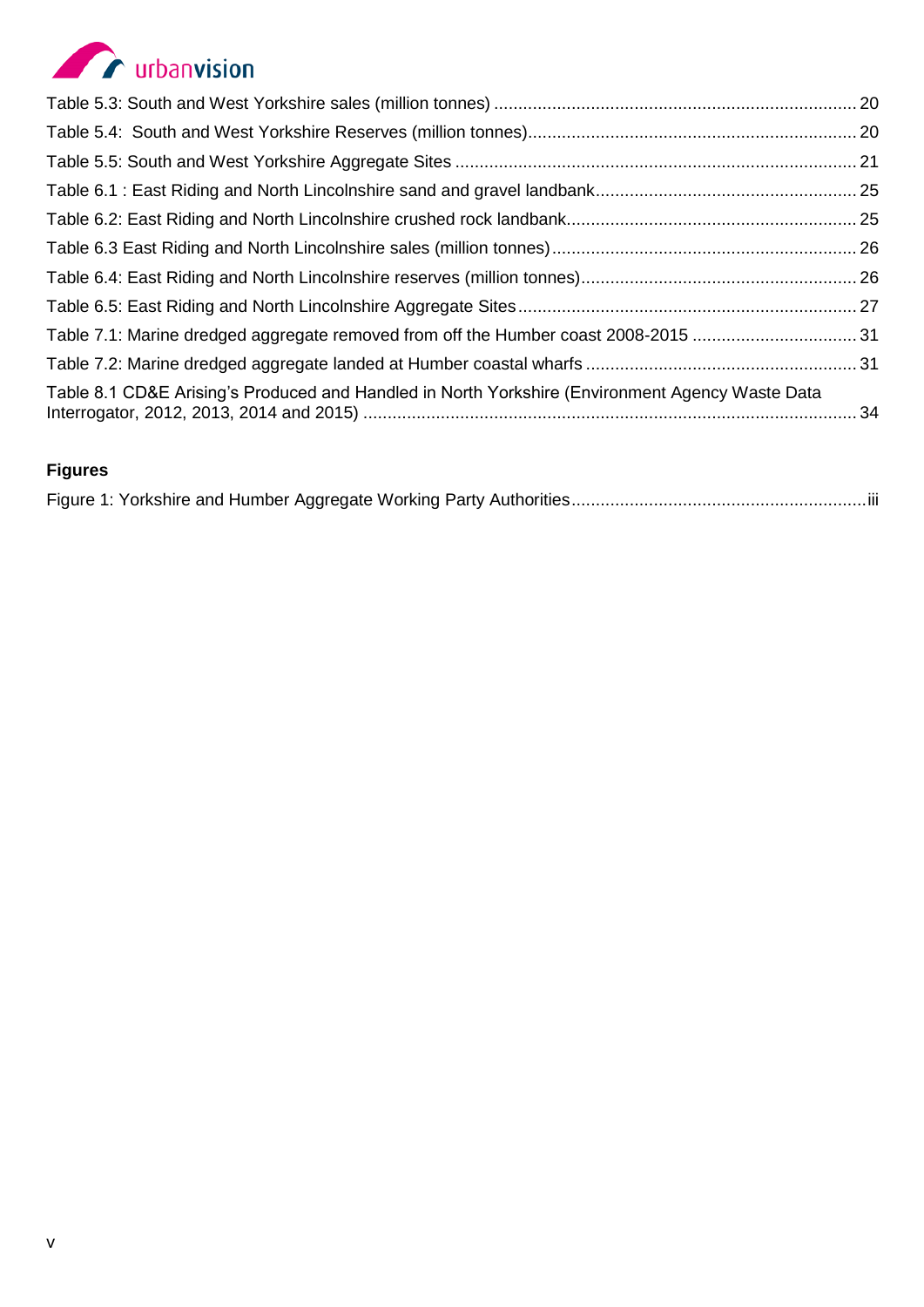Table 5.3: South and West Yorkshire sales (million tonnes) .......... 20

Table 5.4: South and West Yorkshire Reserves (million tonnes) .......... 20

Table 5.5: South and West Yorkshire Aggregate Sites .......... 21

Table 6.1 : East Riding and North Lincolnshire sand and gravel landbank .......... 25

Table 6.2: East Riding and North Lincolnshire crushed rock landbank .......... 25

Table 6.3 East Riding and North Lincolnshire sales (million tonnes) .......... 26

Table 6.4: East Riding and North Lincolnshire reserves (million tonnes) .......... 26

Table 6.5: East Riding and North Lincolnshire Aggregate Sites .......... 27

Table 7.1: Marine dredged aggregate removed from off the Humber coast 2008-2015 .......... 31

Table 7.2: Marine dredged aggregate landed at Humber coastal wharfs .......... 31

Table 8.1 CD&E Arising's Produced and Handled in North Yorkshire (Environment Agency Waste Data Interrogator, 2012, 2013, 2014 and 2015) .......... 34

**Figures**

Figure 1: Yorkshire and Humber Aggregate Working Party Authorities .......... iii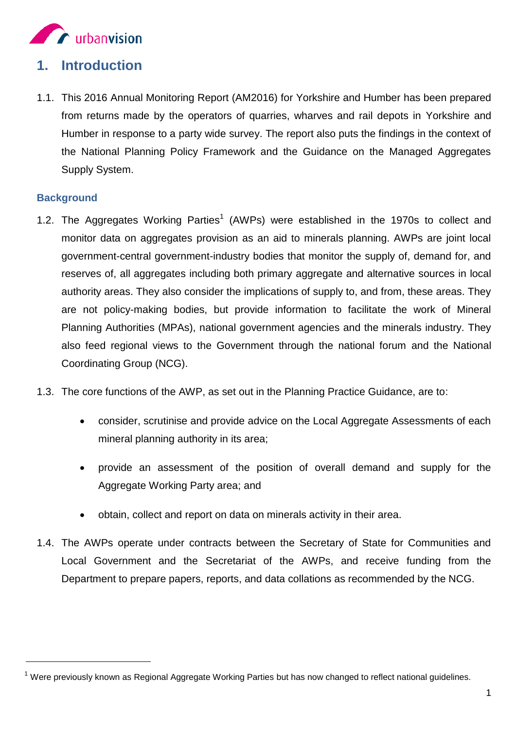# 1. Introduction

1.1. This 2016 Annual Monitoring Report (AM2016) for Yorkshire and Humber has been prepared from returns made by the operators of quarries, wharves and rail depots in Yorkshire and Humber in response to a party wide survey. The report also puts the findings in the context of the National Planning Policy Framework and the Guidance on the Managed Aggregates Supply System.

## Background

1.2. The Aggregates Working Parties[1] (AWPs) were established in the 1970s to collect and monitor data on aggregates provision as an aid to minerals planning. AWPs are joint local government-central government-industry bodies that monitor the supply of, demand for, and reserves of, all aggregates including both primary aggregate and alternative sources in local authority areas. They also consider the implications of supply to, and from, these areas. They are not policy-making bodies, but provide information to facilitate the work of Mineral Planning Authorities (MPAs), national government agencies and the minerals industry. They also feed regional views to the Government through the national forum and the National Coordinating Group (NCG).

1.3. The core functions of the AWP, as set out in the Planning Practice Guidance, are to:

- consider, scrutinise and provide advice on the Local Aggregate Assessments of each mineral planning authority in its area;
- provide an assessment of the position of overall demand and supply for the Aggregate Working Party area; and
- obtain, collect and report on data on minerals activity in their area.

1.4. The AWPs operate under contracts between the Secretary of State for Communities and Local Government and the Secretariat of the AWPs, and receive funding from the Department to prepare papers, reports, and data collations as recommended by the NCG.

[1] Were previously known as Regional Aggregate Working Parties but has now changed to reflect national guidelines.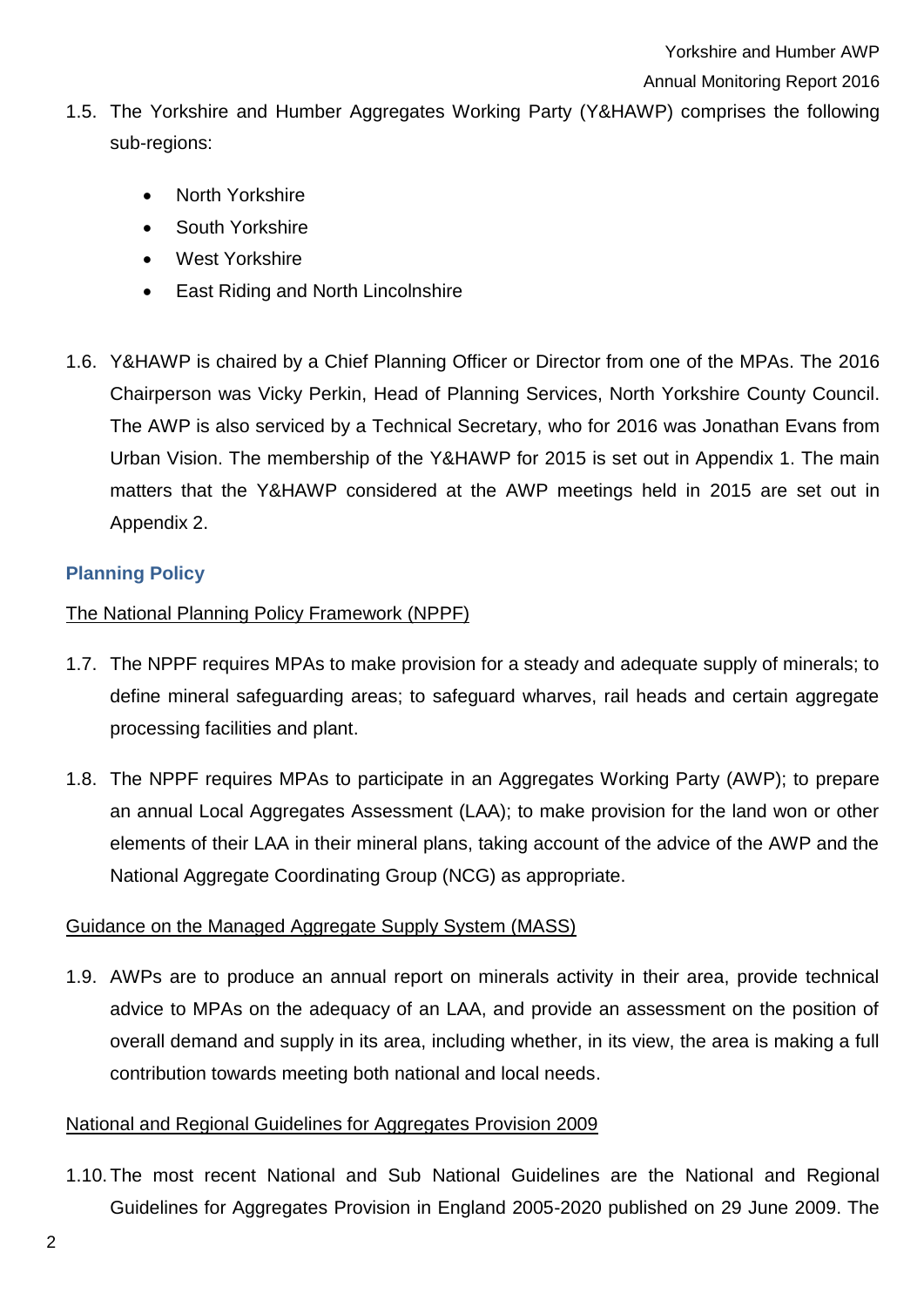1.5. The Yorkshire and Humber Aggregates Working Party (Y&HAWP) comprises the following sub-regions:

- North Yorkshire
- South Yorkshire
- West Yorkshire
- East Riding and North Lincolnshire

1.6. Y&HAWP is chaired by a Chief Planning Officer or Director from one of the MPAs. The 2016 Chairperson was Vicky Perkin, Head of Planning Services, North Yorkshire County Council. The AWP is also serviced by a Technical Secretary, who for 2016 was Jonathan Evans from Urban Vision. The membership of the Y&HAWP for 2015 is set out in Appendix 1. The main matters that the Y&HAWP considered at the AWP meetings held in 2015 are set out in Appendix 2.

### Planning Policy

<u>The National Planning Policy Framework (NPPF)</u>

1.7. The NPPF requires MPAs to make provision for a steady and adequate supply of minerals; to define mineral safeguarding areas; to safeguard wharves, rail heads and certain aggregate processing facilities and plant.

1.8. The NPPF requires MPAs to participate in an Aggregates Working Party (AWP); to prepare an annual Local Aggregates Assessment (LAA); to make provision for the land won or other elements of their LAA in their mineral plans, taking account of the advice of the AWP and the National Aggregate Coordinating Group (NCG) as appropriate.

<u>Guidance on the Managed Aggregate Supply System (MASS)</u>

1.9. AWPs are to produce an annual report on minerals activity in their area, provide technical advice to MPAs on the adequacy of an LAA, and provide an assessment on the position of overall demand and supply in its area, including whether, in its view, the area is making a full contribution towards meeting both national and local needs.

<u>National and Regional Guidelines for Aggregates Provision 2009</u>

1.10. The most recent National and Sub National Guidelines are the National and Regional Guidelines for Aggregates Provision in England 2005-2020 published on 29 June 2009. The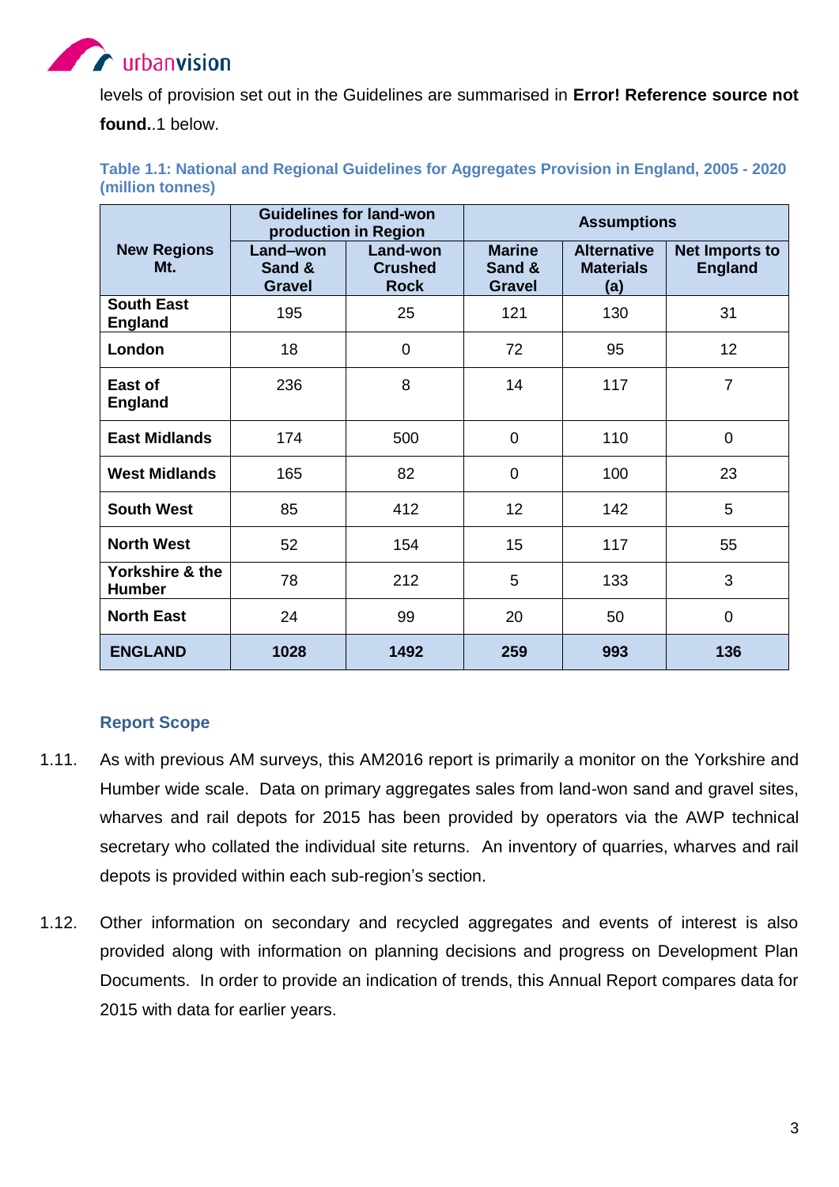levels of provision set out in the Guidelines are summarised in **Error! Reference source not found.**.1 below.

**Table 1.1: National and Regional Guidelines for Aggregates Provision in England, 2005 - 2020 (million tonnes)**

| New Regions Mt. | Guidelines for land-won production in Region | | Assumptions | | |
|---|---|---|---|---|---|
| | Land–won Sand & Gravel | Land-won Crushed Rock | Marine Sand & Gravel | Alternative Materials (a) | Net Imports to England |
| **South East England** | 195 | 25 | 121 | 130 | 31 |
| **London** | 18 | 0 | 72 | 95 | 12 |
| **East of England** | 236 | 8 | 14 | 117 | 7 |
| **East Midlands** | 174 | 500 | 0 | 110 | 0 |
| **West Midlands** | 165 | 82 | 0 | 100 | 23 |
| **South West** | 85 | 412 | 12 | 142 | 5 |
| **North West** | 52 | 154 | 15 | 117 | 55 |
| **Yorkshire & the Humber** | 78 | 212 | 5 | 133 | 3 |
| **North East** | 24 | 99 | 20 | 50 | 0 |
| **ENGLAND** | **1028** | **1492** | **259** | **993** | **136** |

### Report Scope

1.11. As with previous AM surveys, this AM2016 report is primarily a monitor on the Yorkshire and Humber wide scale. Data on primary aggregates sales from land-won sand and gravel sites, wharves and rail depots for 2015 has been provided by operators via the AWP technical secretary who collated the individual site returns. An inventory of quarries, wharves and rail depots is provided within each sub-region's section.

1.12. Other information on secondary and recycled aggregates and events of interest is also provided along with information on planning decisions and progress on Development Plan Documents. In order to provide an indication of trends, this Annual Report compares data for 2015 with data for earlier years.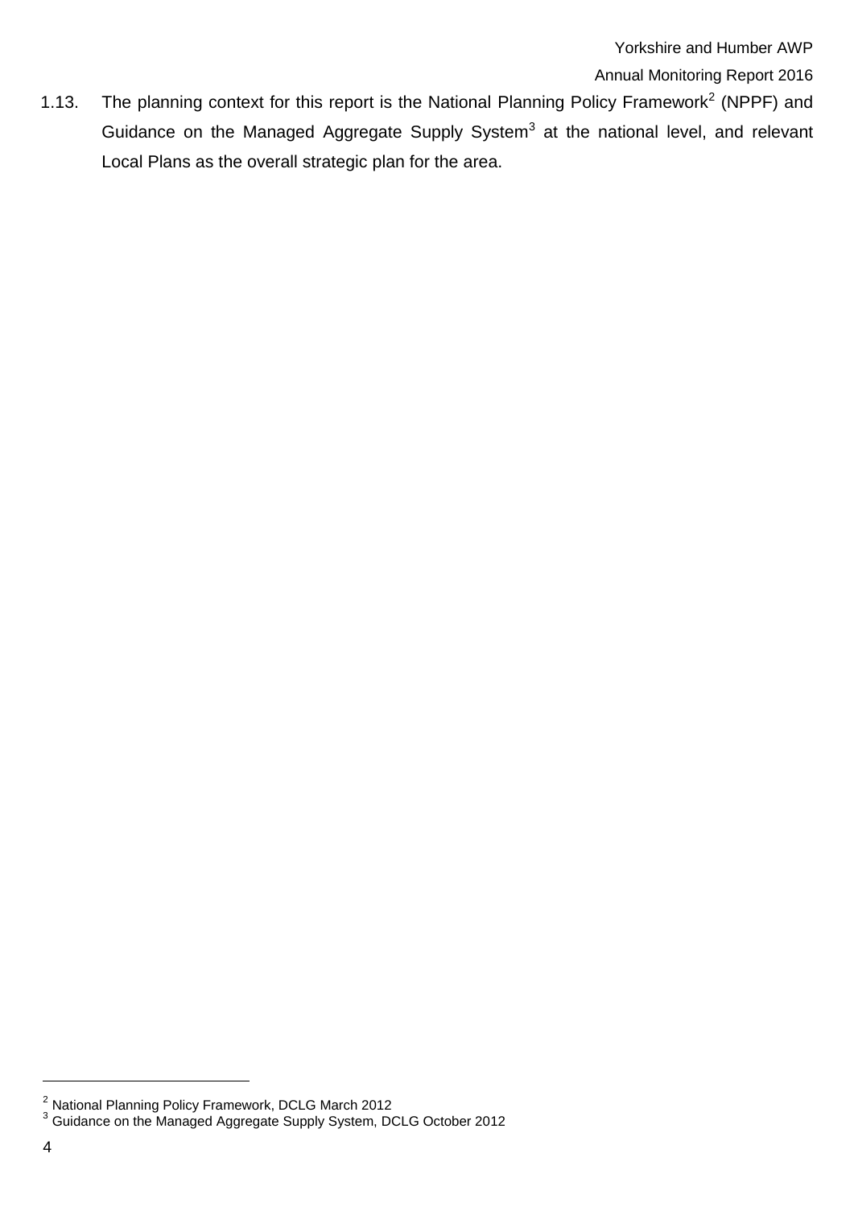1.13. The planning context for this report is the National Planning Policy Framework[2] (NPPF) and Guidance on the Managed Aggregate Supply System[3] at the national level, and relevant Local Plans as the overall strategic plan for the area.

[2] National Planning Policy Framework, DCLG March 2012

[3] Guidance on the Managed Aggregate Supply System, DCLG October 2012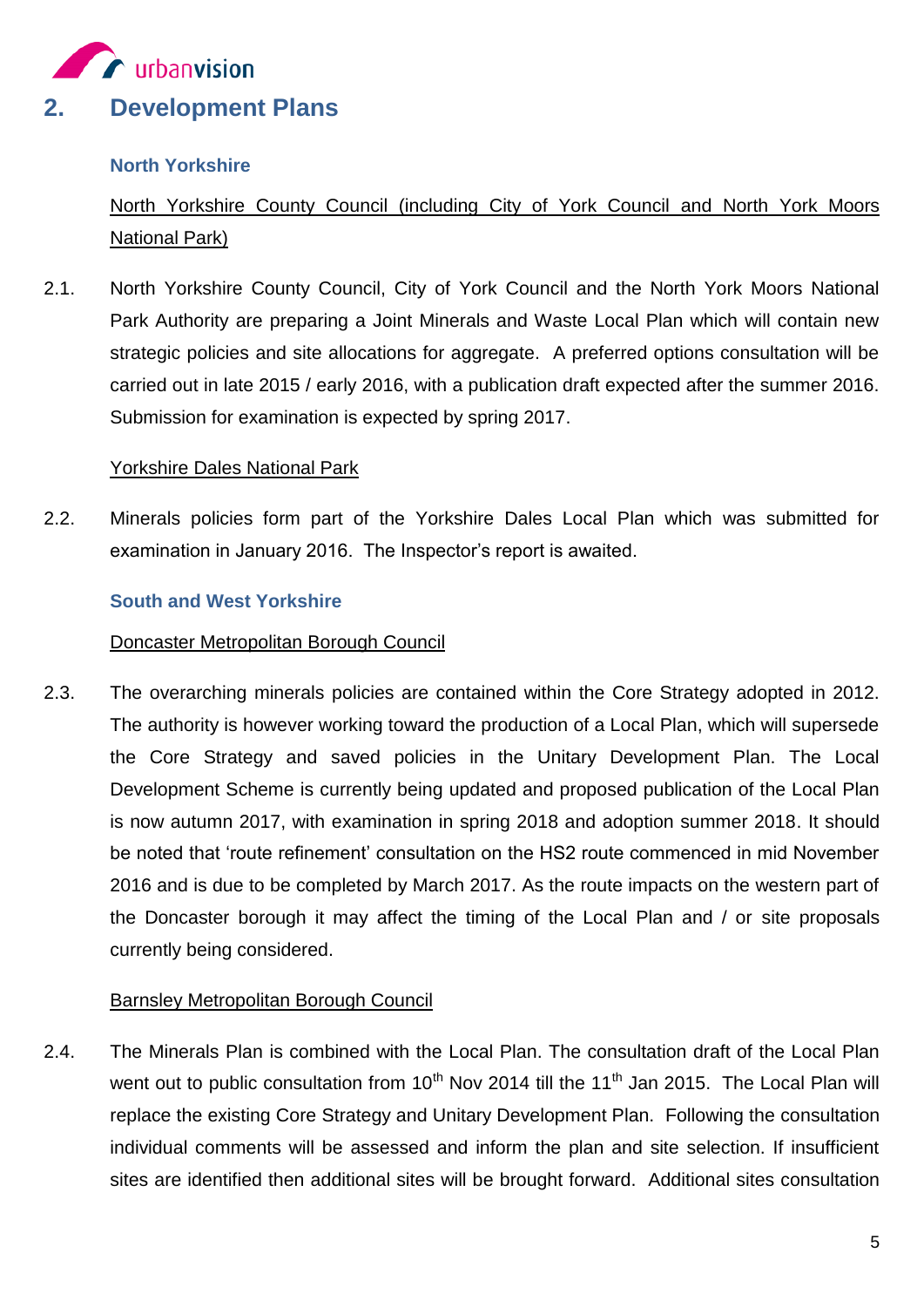## 2. Development Plans

### North Yorkshire

North Yorkshire County Council (including City of York Council and North York Moors National Park)

2.1. North Yorkshire County Council, City of York Council and the North York Moors National Park Authority are preparing a Joint Minerals and Waste Local Plan which will contain new strategic policies and site allocations for aggregate. A preferred options consultation will be carried out in late 2015 / early 2016, with a publication draft expected after the summer 2016. Submission for examination is expected by spring 2017.

Yorkshire Dales National Park

2.2. Minerals policies form part of the Yorkshire Dales Local Plan which was submitted for examination in January 2016. The Inspector's report is awaited.

### South and West Yorkshire

Doncaster Metropolitan Borough Council

2.3. The overarching minerals policies are contained within the Core Strategy adopted in 2012. The authority is however working toward the production of a Local Plan, which will supersede the Core Strategy and saved policies in the Unitary Development Plan. The Local Development Scheme is currently being updated and proposed publication of the Local Plan is now autumn 2017, with examination in spring 2018 and adoption summer 2018. It should be noted that 'route refinement' consultation on the HS2 route commenced in mid November 2016 and is due to be completed by March 2017. As the route impacts on the western part of the Doncaster borough it may affect the timing of the Local Plan and / or site proposals currently being considered.

Barnsley Metropolitan Borough Council

2.4. The Minerals Plan is combined with the Local Plan. The consultation draft of the Local Plan went out to public consultation from 10th Nov 2014 till the 11th Jan 2015. The Local Plan will replace the existing Core Strategy and Unitary Development Plan. Following the consultation individual comments will be assessed and inform the plan and site selection. If insufficient sites are identified then additional sites will be brought forward. Additional sites consultation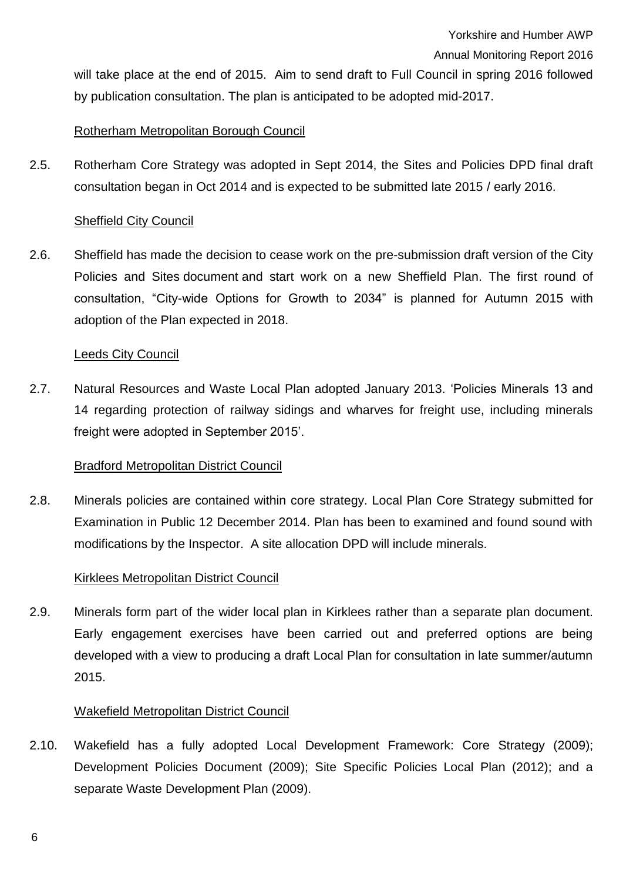will take place at the end of 2015. Aim to send draft to Full Council in spring 2016 followed by publication consultation. The plan is anticipated to be adopted mid-2017.

Rotherham Metropolitan Borough Council

2.5. Rotherham Core Strategy was adopted in Sept 2014, the Sites and Policies DPD final draft consultation began in Oct 2014 and is expected to be submitted late 2015 / early 2016.

Sheffield City Council

2.6. Sheffield has made the decision to cease work on the pre-submission draft version of the City Policies and Sites document and start work on a new Sheffield Plan. The first round of consultation, "City-wide Options for Growth to 2034" is planned for Autumn 2015 with adoption of the Plan expected in 2018.

Leeds City Council

2.7. Natural Resources and Waste Local Plan adopted January 2013. 'Policies Minerals 13 and 14 regarding protection of railway sidings and wharves for freight use, including minerals freight were adopted in September 2015'.

Bradford Metropolitan District Council

2.8. Minerals policies are contained within core strategy. Local Plan Core Strategy submitted for Examination in Public 12 December 2014. Plan has been to examined and found sound with modifications by the Inspector. A site allocation DPD will include minerals.

Kirklees Metropolitan District Council

2.9. Minerals form part of the wider local plan in Kirklees rather than a separate plan document. Early engagement exercises have been carried out and preferred options are being developed with a view to producing a draft Local Plan for consultation in late summer/autumn 2015.

Wakefield Metropolitan District Council

2.10. Wakefield has a fully adopted Local Development Framework: Core Strategy (2009); Development Policies Document (2009); Site Specific Policies Local Plan (2012); and a separate Waste Development Plan (2009).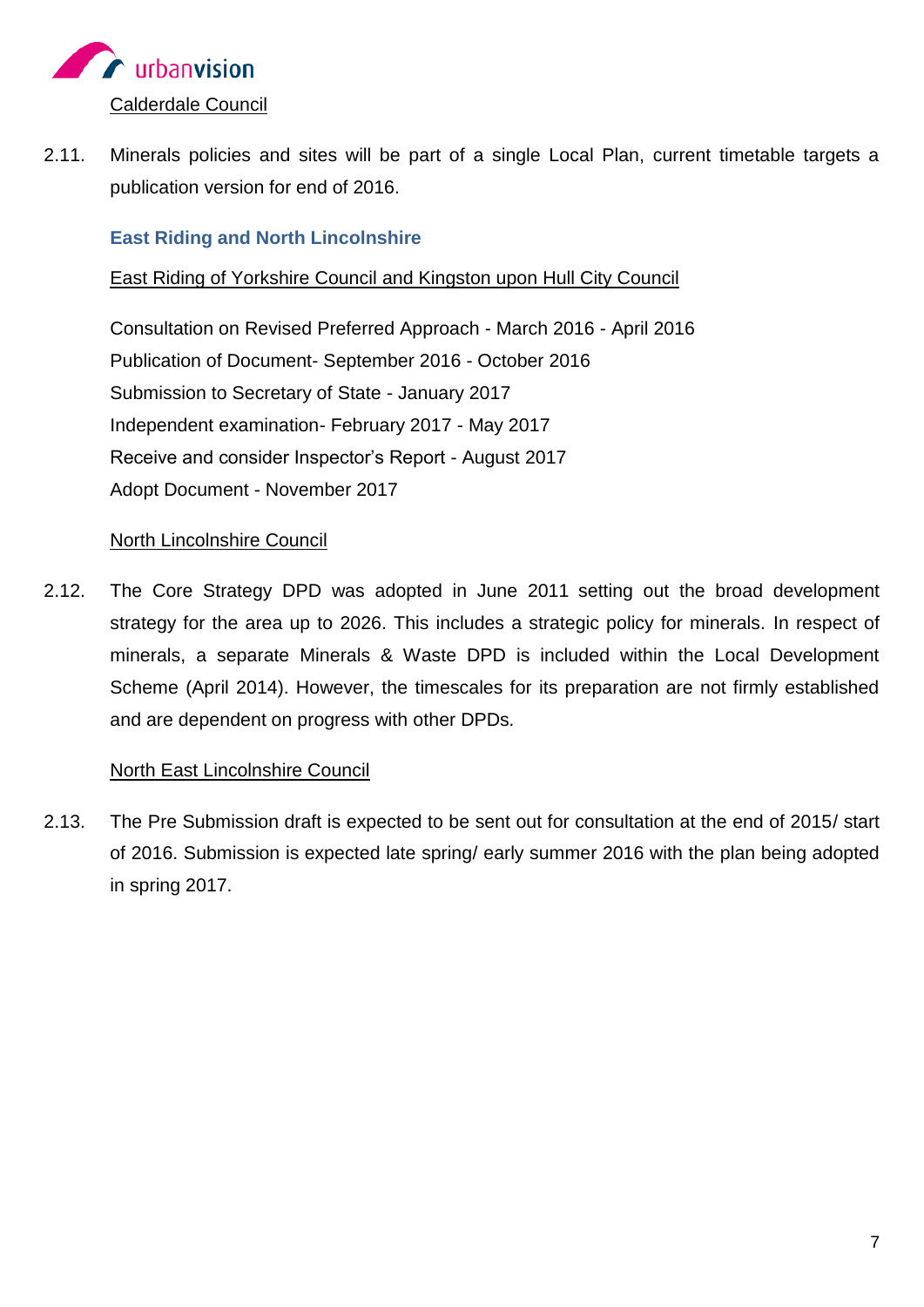Calderdale Council

2.11. Minerals policies and sites will be part of a single Local Plan, current timetable targets a publication version for end of 2016.

### East Riding and North Lincolnshire

East Riding of Yorkshire Council and Kingston upon Hull City Council

Consultation on Revised Preferred Approach - March 2016 - April 2016
Publication of Document- September 2016 - October 2016
Submission to Secretary of State - January 2017
Independent examination- February 2017 - May 2017
Receive and consider Inspector's Report - August 2017
Adopt Document - November 2017

North Lincolnshire Council

2.12. The Core Strategy DPD was adopted in June 2011 setting out the broad development strategy for the area up to 2026. This includes a strategic policy for minerals. In respect of minerals, a separate Minerals & Waste DPD is included within the Local Development Scheme (April 2014). However, the timescales for its preparation are not firmly established and are dependent on progress with other DPDs.

North East Lincolnshire Council

2.13. The Pre Submission draft is expected to be sent out for consultation at the end of 2015/ start of 2016. Submission is expected late spring/ early summer 2016 with the plan being adopted in spring 2017.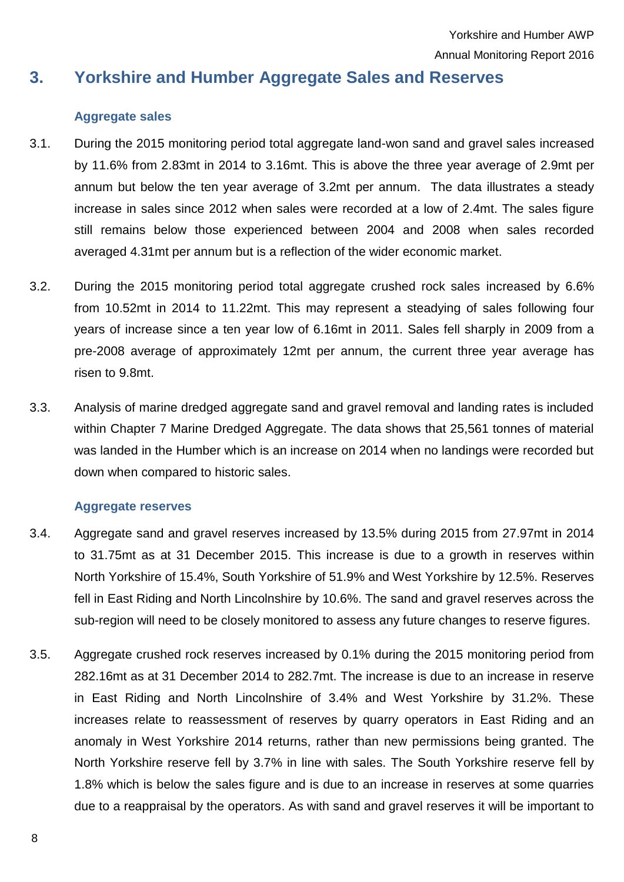# 3. Yorkshire and Humber Aggregate Sales and Reserves

### Aggregate sales

3.1. During the 2015 monitoring period total aggregate land-won sand and gravel sales increased by 11.6% from 2.83mt in 2014 to 3.16mt. This is above the three year average of 2.9mt per annum but below the ten year average of 3.2mt per annum. The data illustrates a steady increase in sales since 2012 when sales were recorded at a low of 2.4mt. The sales figure still remains below those experienced between 2004 and 2008 when sales recorded averaged 4.31mt per annum but is a reflection of the wider economic market.

3.2. During the 2015 monitoring period total aggregate crushed rock sales increased by 6.6% from 10.52mt in 2014 to 11.22mt. This may represent a steadying of sales following four years of increase since a ten year low of 6.16mt in 2011. Sales fell sharply in 2009 from a pre-2008 average of approximately 12mt per annum, the current three year average has risen to 9.8mt.

3.3. Analysis of marine dredged aggregate sand and gravel removal and landing rates is included within Chapter 7 Marine Dredged Aggregate. The data shows that 25,561 tonnes of material was landed in the Humber which is an increase on 2014 when no landings were recorded but down when compared to historic sales.

### Aggregate reserves

3.4. Aggregate sand and gravel reserves increased by 13.5% during 2015 from 27.97mt in 2014 to 31.75mt as at 31 December 2015. This increase is due to a growth in reserves within North Yorkshire of 15.4%, South Yorkshire of 51.9% and West Yorkshire by 12.5%. Reserves fell in East Riding and North Lincolnshire by 10.6%. The sand and gravel reserves across the sub-region will need to be closely monitored to assess any future changes to reserve figures.

3.5. Aggregate crushed rock reserves increased by 0.1% during the 2015 monitoring period from 282.16mt as at 31 December 2014 to 282.7mt. The increase is due to an increase in reserve in East Riding and North Lincolnshire of 3.4% and West Yorkshire by 31.2%. These increases relate to reassessment of reserves by quarry operators in East Riding and an anomaly in West Yorkshire 2014 returns, rather than new permissions being granted. The North Yorkshire reserve fell by 3.7% in line with sales. The South Yorkshire reserve fell by 1.8% which is below the sales figure and is due to an increase in reserves at some quarries due to a reappraisal by the operators. As with sand and gravel reserves it will be important to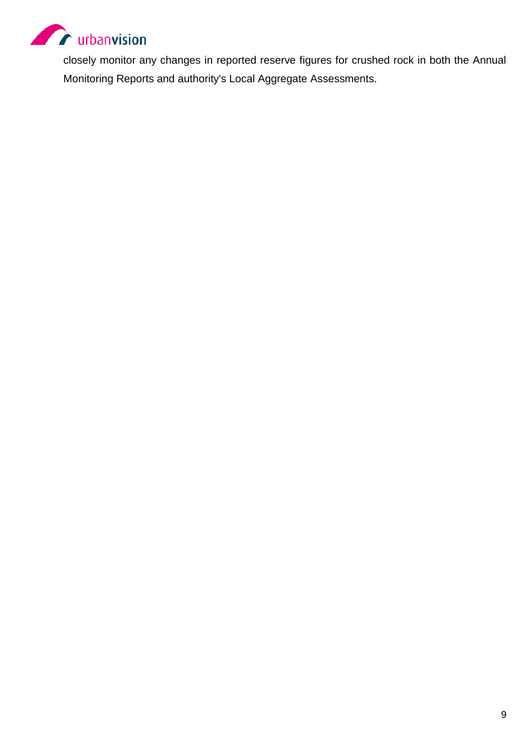closely monitor any changes in reported reserve figures for crushed rock in both the Annual Monitoring Reports and authority's Local Aggregate Assessments.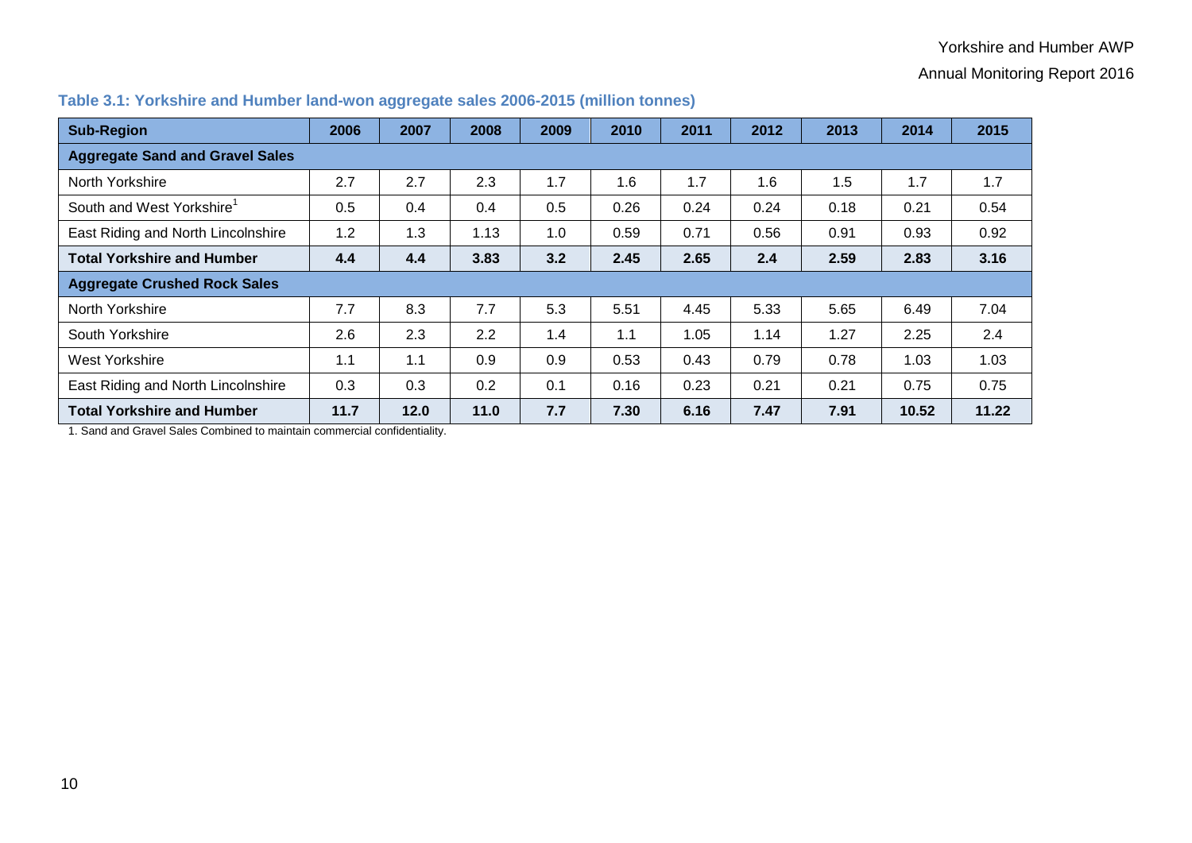### Table 3.1: Yorkshire and Humber land-won aggregate sales 2006-2015 (million tonnes)

| Sub-Region | 2006 | 2007 | 2008 | 2009 | 2010 | 2011 | 2012 | 2013 | 2014 | 2015 |
|---|---|---|---|---|---|---|---|---|---|---|
| **Aggregate Sand and Gravel Sales** | | | | | | | | | | |
| North Yorkshire | 2.7 | 2.7 | 2.3 | 1.7 | 1.6 | 1.7 | 1.6 | 1.5 | 1.7 | 1.7 |
| South and West Yorkshire[1] | 0.5 | 0.4 | 0.4 | 0.5 | 0.26 | 0.24 | 0.24 | 0.18 | 0.21 | 0.54 |
| East Riding and North Lincolnshire | 1.2 | 1.3 | 1.13 | 1.0 | 0.59 | 0.71 | 0.56 | 0.91 | 0.93 | 0.92 |
| **Total Yorkshire and Humber** | **4.4** | **4.4** | **3.83** | **3.2** | **2.45** | **2.65** | **2.4** | **2.59** | **2.83** | **3.16** |
| **Aggregate Crushed Rock Sales** | | | | | | | | | | |
| North Yorkshire | 7.7 | 8.3 | 7.7 | 5.3 | 5.51 | 4.45 | 5.33 | 5.65 | 6.49 | 7.04 |
| South Yorkshire | 2.6 | 2.3 | 2.2 | 1.4 | 1.1 | 1.05 | 1.14 | 1.27 | 2.25 | 2.4 |
| West Yorkshire | 1.1 | 1.1 | 0.9 | 0.9 | 0.53 | 0.43 | 0.79 | 0.78 | 1.03 | 1.03 |
| East Riding and North Lincolnshire | 0.3 | 0.3 | 0.2 | 0.1 | 0.16 | 0.23 | 0.21 | 0.21 | 0.75 | 0.75 |
| **Total Yorkshire and Humber** | **11.7** | **12.0** | **11.0** | **7.7** | **7.30** | **6.16** | **7.47** | **7.91** | **10.52** | **11.22** |

1. Sand and Gravel Sales Combined to maintain commercial confidentiality.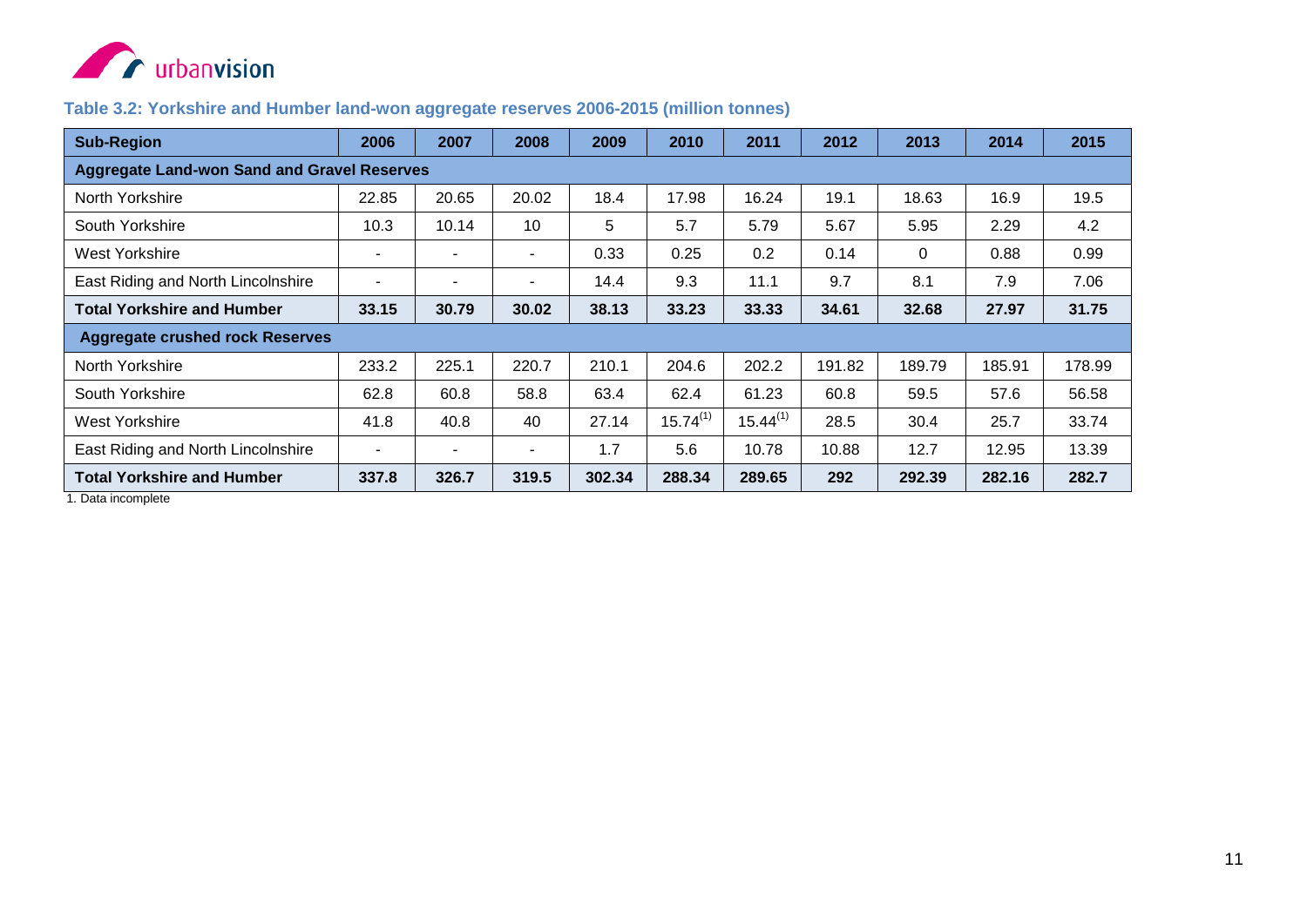### Table 3.2: Yorkshire and Humber land-won aggregate reserves 2006-2015 (million tonnes)

| Sub-Region | 2006 | 2007 | 2008 | 2009 | 2010 | 2011 | 2012 | 2013 | 2014 | 2015 |
|---|---|---|---|---|---|---|---|---|---|---|
| **Aggregate Land-won Sand and Gravel Reserves** | | | | | | | | | | |
| North Yorkshire | 22.85 | 20.65 | 20.02 | 18.4 | 17.98 | 16.24 | 19.1 | 18.63 | 16.9 | 19.5 |
| South Yorkshire | 10.3 | 10.14 | 10 | 5 | 5.7 | 5.79 | 5.67 | 5.95 | 2.29 | 4.2 |
| West Yorkshire | - | - | - | 0.33 | 0.25 | 0.2 | 0.14 | 0 | 0.88 | 0.99 |
| East Riding and North Lincolnshire | - | - | - | 14.4 | 9.3 | 11.1 | 9.7 | 8.1 | 7.9 | 7.06 |
| **Total Yorkshire and Humber** | **33.15** | **30.79** | **30.02** | **38.13** | **33.23** | **33.33** | **34.61** | **32.68** | **27.97** | **31.75** |
| **Aggregate crushed rock Reserves** | | | | | | | | | | |
| North Yorkshire | 233.2 | 225.1 | 220.7 | 210.1 | 204.6 | 202.2 | 191.82 | 189.79 | 185.91 | 178.99 |
| South Yorkshire | 62.8 | 60.8 | 58.8 | 63.4 | 62.4 | 61.23 | 60.8 | 59.5 | 57.6 | 56.58 |
| West Yorkshire | 41.8 | 40.8 | 40 | 27.14 | 15.74(1) | 15.44(1) | 28.5 | 30.4 | 25.7 | 33.74 |
| East Riding and North Lincolnshire | - | - | - | 1.7 | 5.6 | 10.78 | 10.88 | 12.7 | 12.95 | 13.39 |
| **Total Yorkshire and Humber** | **337.8** | **326.7** | **319.5** | **302.34** | **288.34** | **289.65** | **292** | **292.39** | **282.16** | **282.7** |

1. Data incomplete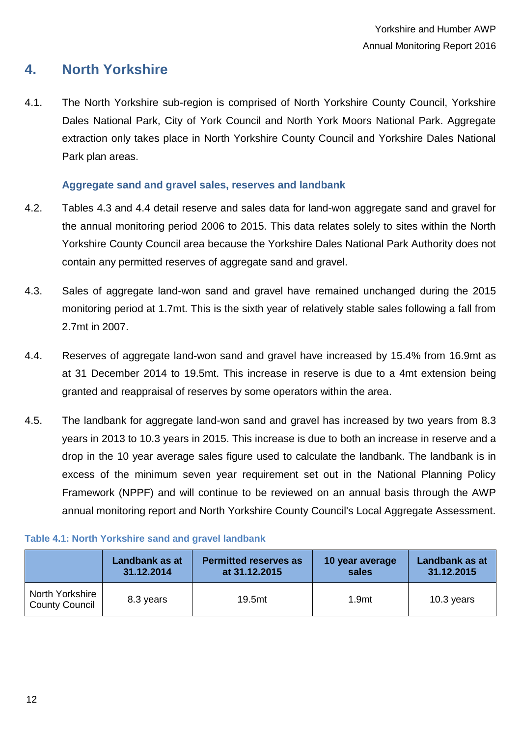# 4. North Yorkshire

4.1. The North Yorkshire sub-region is comprised of North Yorkshire County Council, Yorkshire Dales National Park, City of York Council and North York Moors National Park. Aggregate extraction only takes place in North Yorkshire County Council and Yorkshire Dales National Park plan areas.

### Aggregate sand and gravel sales, reserves and landbank

4.2. Tables 4.3 and 4.4 detail reserve and sales data for land-won aggregate sand and gravel for the annual monitoring period 2006 to 2015. This data relates solely to sites within the North Yorkshire County Council area because the Yorkshire Dales National Park Authority does not contain any permitted reserves of aggregate sand and gravel.

4.3. Sales of aggregate land-won sand and gravel have remained unchanged during the 2015 monitoring period at 1.7mt. This is the sixth year of relatively stable sales following a fall from 2.7mt in 2007.

4.4. Reserves of aggregate land-won sand and gravel have increased by 15.4% from 16.9mt as at 31 December 2014 to 19.5mt. This increase in reserve is due to a 4mt extension being granted and reappraisal of reserves by some operators within the area.

4.5. The landbank for aggregate land-won sand and gravel has increased by two years from 8.3 years in 2013 to 10.3 years in 2015. This increase is due to both an increase in reserve and a drop in the 10 year average sales figure used to calculate the landbank. The landbank is in excess of the minimum seven year requirement set out in the National Planning Policy Framework (NPPF) and will continue to be reviewed on an annual basis through the AWP annual monitoring report and North Yorkshire County Council's Local Aggregate Assessment.

**Table 4.1: North Yorkshire sand and gravel landbank**

| | Landbank as at 31.12.2014 | Permitted reserves as at 31.12.2015 | 10 year average sales | Landbank as at 31.12.2015 |
|---|---|---|---|---|
| North Yorkshire County Council | 8.3 years | 19.5mt | 1.9mt | 10.3 years |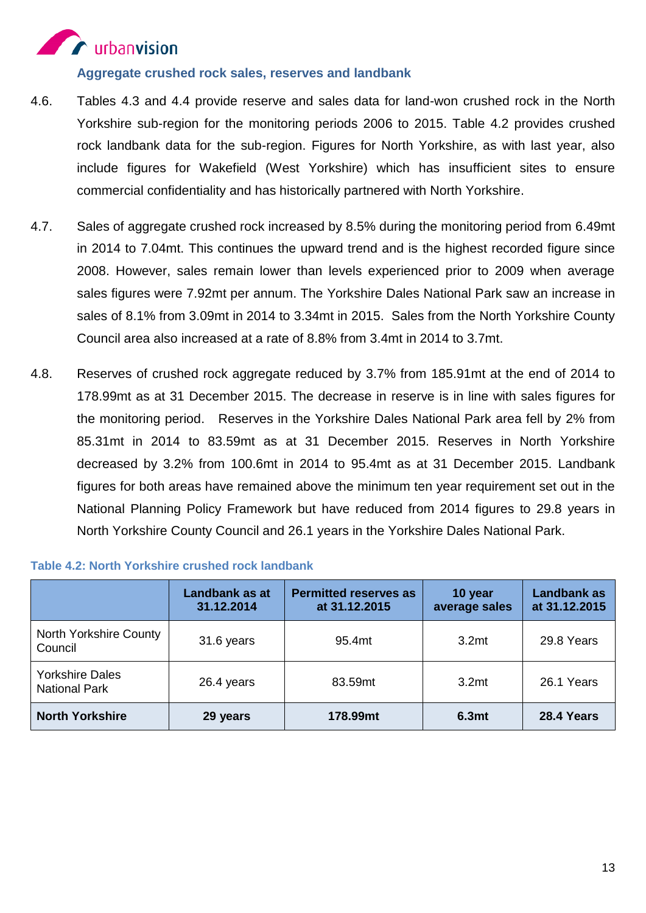### Aggregate crushed rock sales, reserves and landbank

4.6. Tables 4.3 and 4.4 provide reserve and sales data for land-won crushed rock in the North Yorkshire sub-region for the monitoring periods 2006 to 2015. Table 4.2 provides crushed rock landbank data for the sub-region. Figures for North Yorkshire, as with last year, also include figures for Wakefield (West Yorkshire) which has insufficient sites to ensure commercial confidentiality and has historically partnered with North Yorkshire.

4.7. Sales of aggregate crushed rock increased by 8.5% during the monitoring period from 6.49mt in 2014 to 7.04mt. This continues the upward trend and is the highest recorded figure since 2008. However, sales remain lower than levels experienced prior to 2009 when average sales figures were 7.92mt per annum. The Yorkshire Dales National Park saw an increase in sales of 8.1% from 3.09mt in 2014 to 3.34mt in 2015. Sales from the North Yorkshire County Council area also increased at a rate of 8.8% from 3.4mt in 2014 to 3.7mt.

4.8. Reserves of crushed rock aggregate reduced by 3.7% from 185.91mt at the end of 2014 to 178.99mt as at 31 December 2015. The decrease in reserve is in line with sales figures for the monitoring period. Reserves in the Yorkshire Dales National Park area fell by 2% from 85.31mt in 2014 to 83.59mt as at 31 December 2015. Reserves in North Yorkshire decreased by 3.2% from 100.6mt in 2014 to 95.4mt as at 31 December 2015. Landbank figures for both areas have remained above the minimum ten year requirement set out in the National Planning Policy Framework but have reduced from 2014 figures to 29.8 years in North Yorkshire County Council and 26.1 years in the Yorkshire Dales National Park.

**Table 4.2: North Yorkshire crushed rock landbank**

| | Landbank as at 31.12.2014 | Permitted reserves as at 31.12.2015 | 10 year average sales | Landbank as at 31.12.2015 |
|---|---|---|---|---|
| North Yorkshire County Council | 31.6 years | 95.4mt | 3.2mt | 29.8 Years |
| Yorkshire Dales National Park | 26.4 years | 83.59mt | 3.2mt | 26.1 Years |
| **North Yorkshire** | **29 years** | **178.99mt** | **6.3mt** | **28.4 Years** |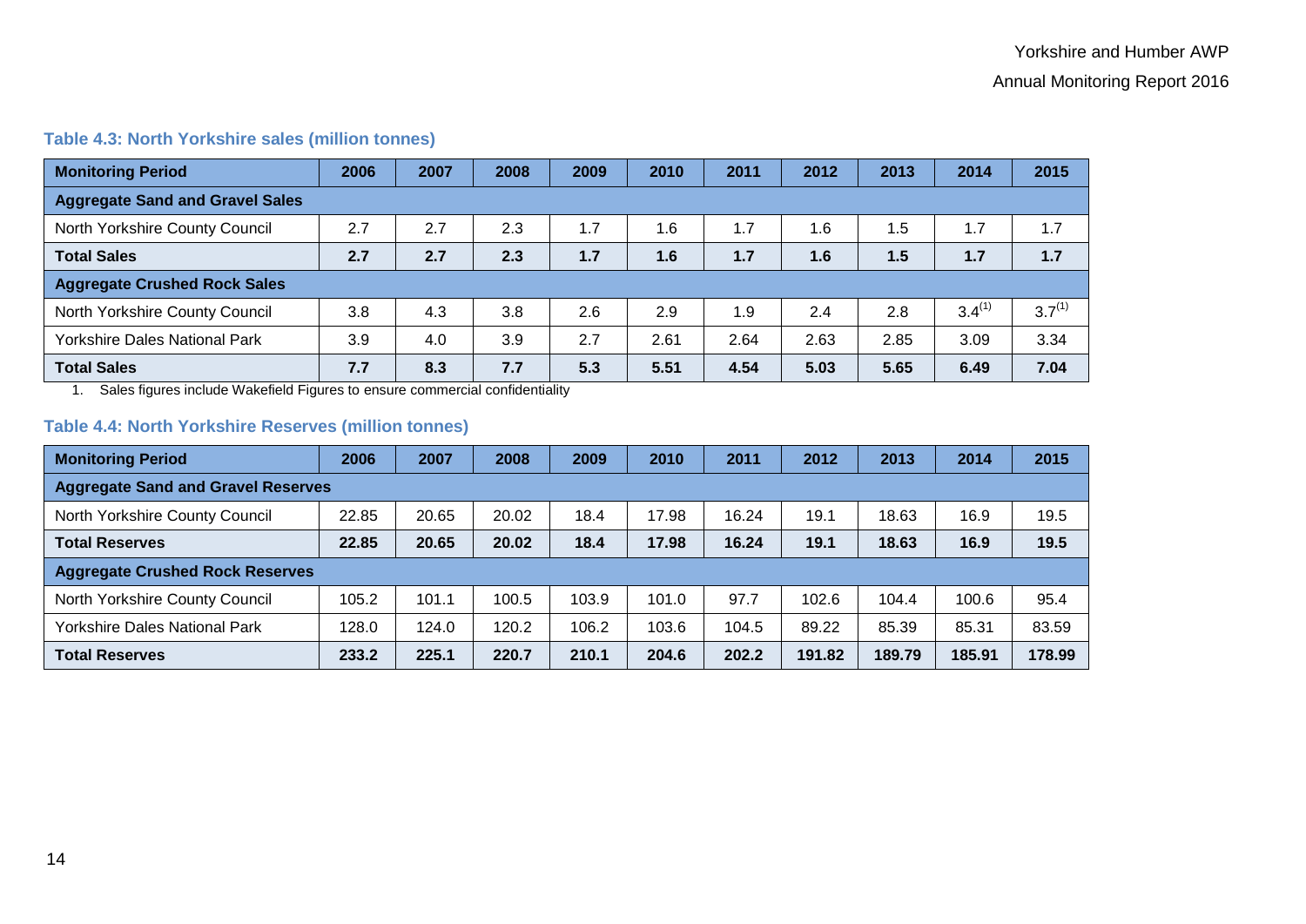### Table 4.3: North Yorkshire sales (million tonnes)

| Monitoring Period | 2006 | 2007 | 2008 | 2009 | 2010 | 2011 | 2012 | 2013 | 2014 | 2015 |
|---|---|---|---|---|---|---|---|---|---|---|
| **Aggregate Sand and Gravel Sales** | | | | | | | | | | |
| North Yorkshire County Council | 2.7 | 2.7 | 2.3 | 1.7 | 1.6 | 1.7 | 1.6 | 1.5 | 1.7 | 1.7 |
| **Total Sales** | **2.7** | **2.7** | **2.3** | **1.7** | **1.6** | **1.7** | **1.6** | **1.5** | **1.7** | **1.7** |
| **Aggregate Crushed Rock Sales** | | | | | | | | | | |
| North Yorkshire County Council | 3.8 | 4.3 | 3.8 | 2.6 | 2.9 | 1.9 | 2.4 | 2.8 | 3.4(1) | 3.7(1) |
| Yorkshire Dales National Park | 3.9 | 4.0 | 3.9 | 2.7 | 2.61 | 2.64 | 2.63 | 2.85 | 3.09 | 3.34 |
| **Total Sales** | **7.7** | **8.3** | **7.7** | **5.3** | **5.51** | **4.54** | **5.03** | **5.65** | **6.49** | **7.04** |

1. Sales figures include Wakefield Figures to ensure commercial confidentiality

### Table 4.4: North Yorkshire Reserves (million tonnes)

| Monitoring Period | 2006 | 2007 | 2008 | 2009 | 2010 | 2011 | 2012 | 2013 | 2014 | 2015 |
|---|---|---|---|---|---|---|---|---|---|---|
| **Aggregate Sand and Gravel Reserves** | | | | | | | | | | |
| North Yorkshire County Council | 22.85 | 20.65 | 20.02 | 18.4 | 17.98 | 16.24 | 19.1 | 18.63 | 16.9 | 19.5 |
| **Total Reserves** | **22.85** | **20.65** | **20.02** | **18.4** | **17.98** | **16.24** | **19.1** | **18.63** | **16.9** | **19.5** |
| **Aggregate Crushed Rock Reserves** | | | | | | | | | | |
| North Yorkshire County Council | 105.2 | 101.1 | 100.5 | 103.9 | 101.0 | 97.7 | 102.6 | 104.4 | 100.6 | 95.4 |
| Yorkshire Dales National Park | 128.0 | 124.0 | 120.2 | 106.2 | 103.6 | 104.5 | 89.22 | 85.39 | 85.31 | 83.59 |
| **Total Reserves** | **233.2** | **225.1** | **220.7** | **210.1** | **204.6** | **202.2** | **191.82** | **189.79** | **185.91** | **178.99** |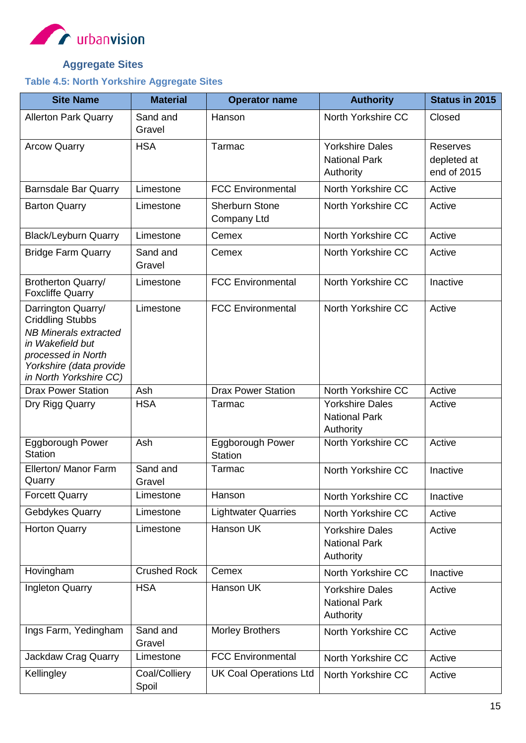## Aggregate Sites

### Table 4.5: North Yorkshire Aggregate Sites

| Site Name | Material | Operator name | Authority | Status in 2015 |
|---|---|---|---|---|
| Allerton Park Quarry | Sand and Gravel | Hanson | North Yorkshire CC | Closed |
| Arcow Quarry | HSA | Tarmac | Yorkshire Dales National Park Authority | Reserves depleted at end of 2015 |
| Barnsdale Bar Quarry | Limestone | FCC Environmental | North Yorkshire CC | Active |
| Barton Quarry | Limestone | Sherburn Stone Company Ltd | North Yorkshire CC | Active |
| Black/Leyburn Quarry | Limestone | Cemex | North Yorkshire CC | Active |
| Bridge Farm Quarry | Sand and Gravel | Cemex | North Yorkshire CC | Active |
| Brotherton Quarry/ Foxcliffe Quarry | Limestone | FCC Environmental | North Yorkshire CC | Inactive |
| Darrington Quarry/ Criddling Stubbs *NB Minerals extracted in Wakefield but processed in North Yorkshire (data provide in North Yorkshire CC)* | Limestone | FCC Environmental | North Yorkshire CC | Active |
| Drax Power Station | Ash | Drax Power Station | North Yorkshire CC | Active |
| Dry Rigg Quarry | HSA | Tarmac | Yorkshire Dales National Park Authority | Active |
| Eggborough Power Station | Ash | Eggborough Power Station | North Yorkshire CC | Active |
| Ellerton/ Manor Farm Quarry | Sand and Gravel | Tarmac | North Yorkshire CC | Inactive |
| Forcett Quarry | Limestone | Hanson | North Yorkshire CC | Inactive |
| Gebdykes Quarry | Limestone | Lightwater Quarries | North Yorkshire CC | Active |
| Horton Quarry | Limestone | Hanson UK | Yorkshire Dales National Park Authority | Active |
| Hovingham | Crushed Rock | Cemex | North Yorkshire CC | Inactive |
| Ingleton Quarry | HSA | Hanson UK | Yorkshire Dales National Park Authority | Active |
| Ings Farm, Yedingham | Sand and Gravel | Morley Brothers | North Yorkshire CC | Active |
| Jackdaw Crag Quarry | Limestone | FCC Environmental | North Yorkshire CC | Active |
| Kellingley | Coal/Colliery Spoil | UK Coal Operations Ltd | North Yorkshire CC | Active |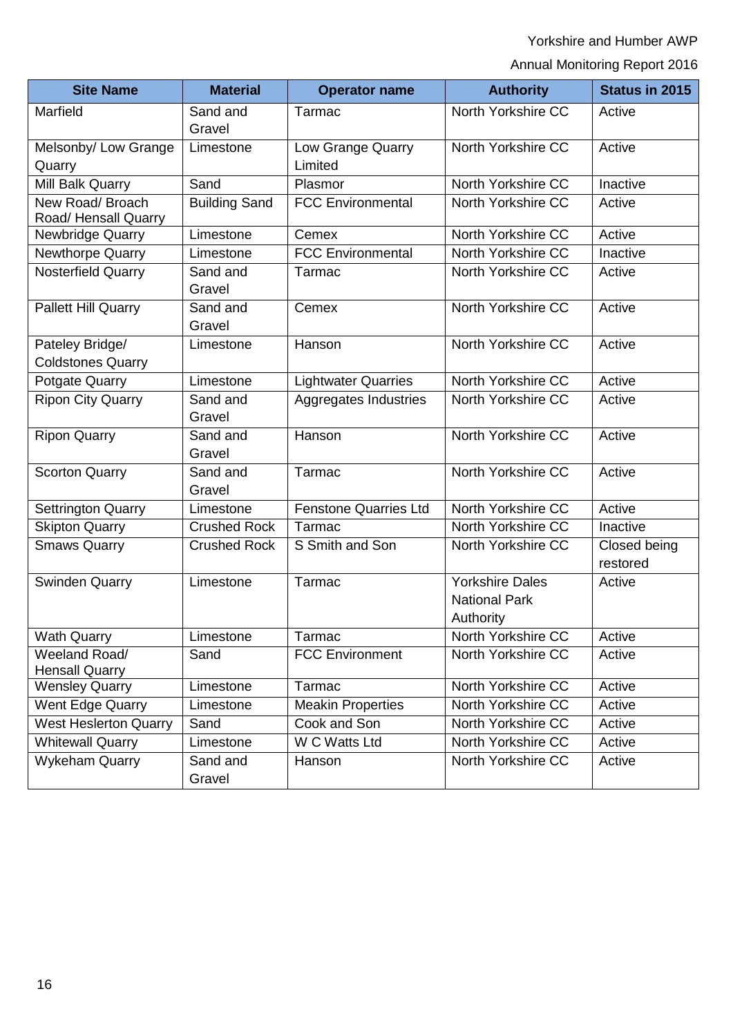| Site Name | Material | Operator name | Authority | Status in 2015 |
|---|---|---|---|---|
| Marfield | Sand and Gravel | Tarmac | North Yorkshire CC | Active |
| Melsonby/ Low Grange Quarry | Limestone | Low Grange Quarry Limited | North Yorkshire CC | Active |
| Mill Balk Quarry | Sand | Plasmor | North Yorkshire CC | Inactive |
| New Road/ Broach Road/ Hensall Quarry | Building Sand | FCC Environmental | North Yorkshire CC | Active |
| Newbridge Quarry | Limestone | Cemex | North Yorkshire CC | Active |
| Newthorpe Quarry | Limestone | FCC Environmental | North Yorkshire CC | Inactive |
| Nosterfield Quarry | Sand and Gravel | Tarmac | North Yorkshire CC | Active |
| Pallett Hill Quarry | Sand and Gravel | Cemex | North Yorkshire CC | Active |
| Pateley Bridge/ Coldstones Quarry | Limestone | Hanson | North Yorkshire CC | Active |
| Potgate Quarry | Limestone | Lightwater Quarries | North Yorkshire CC | Active |
| Ripon City Quarry | Sand and Gravel | Aggregates Industries | North Yorkshire CC | Active |
| Ripon Quarry | Sand and Gravel | Hanson | North Yorkshire CC | Active |
| Scorton Quarry | Sand and Gravel | Tarmac | North Yorkshire CC | Active |
| Settrington Quarry | Limestone | Fenstone Quarries Ltd | North Yorkshire CC | Active |
| Skipton Quarry | Crushed Rock | Tarmac | North Yorkshire CC | Inactive |
| Smaws Quarry | Crushed Rock | S Smith and Son | North Yorkshire CC | Closed being restored |
| Swinden Quarry | Limestone | Tarmac | Yorkshire Dales National Park Authority | Active |
| Wath Quarry | Limestone | Tarmac | North Yorkshire CC | Active |
| Weeland Road/ Hensall Quarry | Sand | FCC Environment | North Yorkshire CC | Active |
| Wensley Quarry | Limestone | Tarmac | North Yorkshire CC | Active |
| Went Edge Quarry | Limestone | Meakin Properties | North Yorkshire CC | Active |
| West Heslerton Quarry | Sand | Cook and Son | North Yorkshire CC | Active |
| Whitewall Quarry | Limestone | W C Watts Ltd | North Yorkshire CC | Active |
| Wykeham Quarry | Sand and Gravel | Hanson | North Yorkshire CC | Active |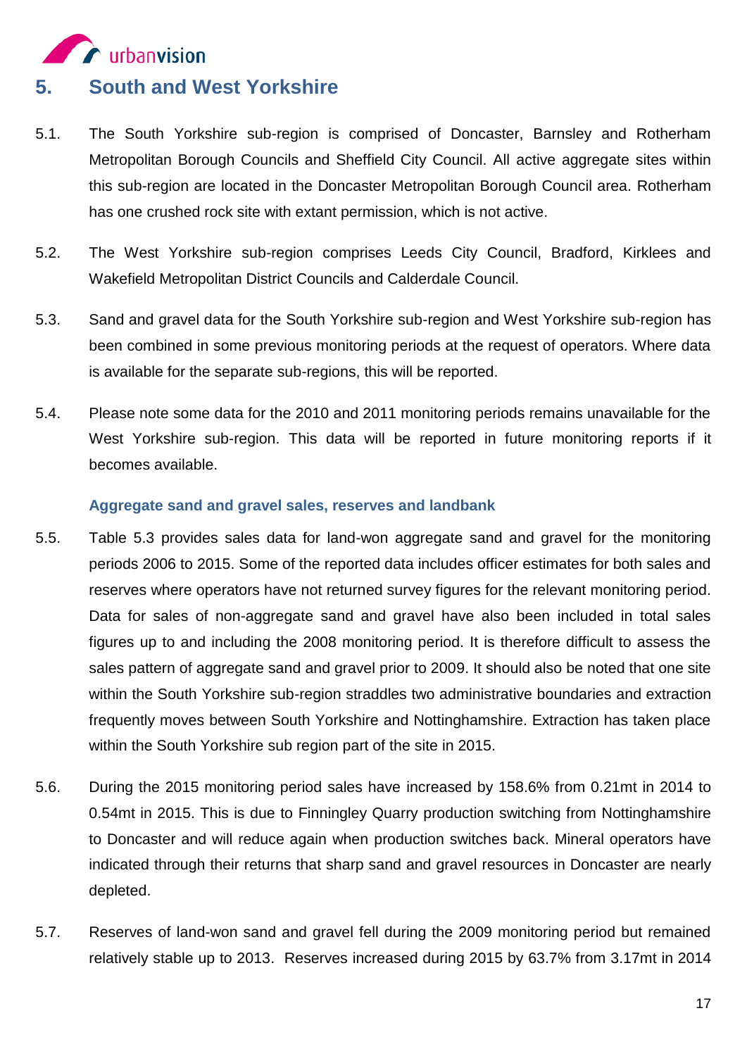# 5. South and West Yorkshire

5.1. The South Yorkshire sub-region is comprised of Doncaster, Barnsley and Rotherham Metropolitan Borough Councils and Sheffield City Council. All active aggregate sites within this sub-region are located in the Doncaster Metropolitan Borough Council area. Rotherham has one crushed rock site with extant permission, which is not active.

5.2. The West Yorkshire sub-region comprises Leeds City Council, Bradford, Kirklees and Wakefield Metropolitan District Councils and Calderdale Council.

5.3. Sand and gravel data for the South Yorkshire sub-region and West Yorkshire sub-region has been combined in some previous monitoring periods at the request of operators. Where data is available for the separate sub-regions, this will be reported.

5.4. Please note some data for the 2010 and 2011 monitoring periods remains unavailable for the West Yorkshire sub-region. This data will be reported in future monitoring reports if it becomes available.

### Aggregate sand and gravel sales, reserves and landbank

5.5. Table 5.3 provides sales data for land-won aggregate sand and gravel for the monitoring periods 2006 to 2015. Some of the reported data includes officer estimates for both sales and reserves where operators have not returned survey figures for the relevant monitoring period. Data for sales of non-aggregate sand and gravel have also been included in total sales figures up to and including the 2008 monitoring period. It is therefore difficult to assess the sales pattern of aggregate sand and gravel prior to 2009. It should also be noted that one site within the South Yorkshire sub-region straddles two administrative boundaries and extraction frequently moves between South Yorkshire and Nottinghamshire. Extraction has taken place within the South Yorkshire sub region part of the site in 2015.

5.6. During the 2015 monitoring period sales have increased by 158.6% from 0.21mt in 2014 to 0.54mt in 2015. This is due to Finningley Quarry production switching from Nottinghamshire to Doncaster and will reduce again when production switches back. Mineral operators have indicated through their returns that sharp sand and gravel resources in Doncaster are nearly depleted.

5.7. Reserves of land-won sand and gravel fell during the 2009 monitoring period but remained relatively stable up to 2013. Reserves increased during 2015 by 63.7% from 3.17mt in 2014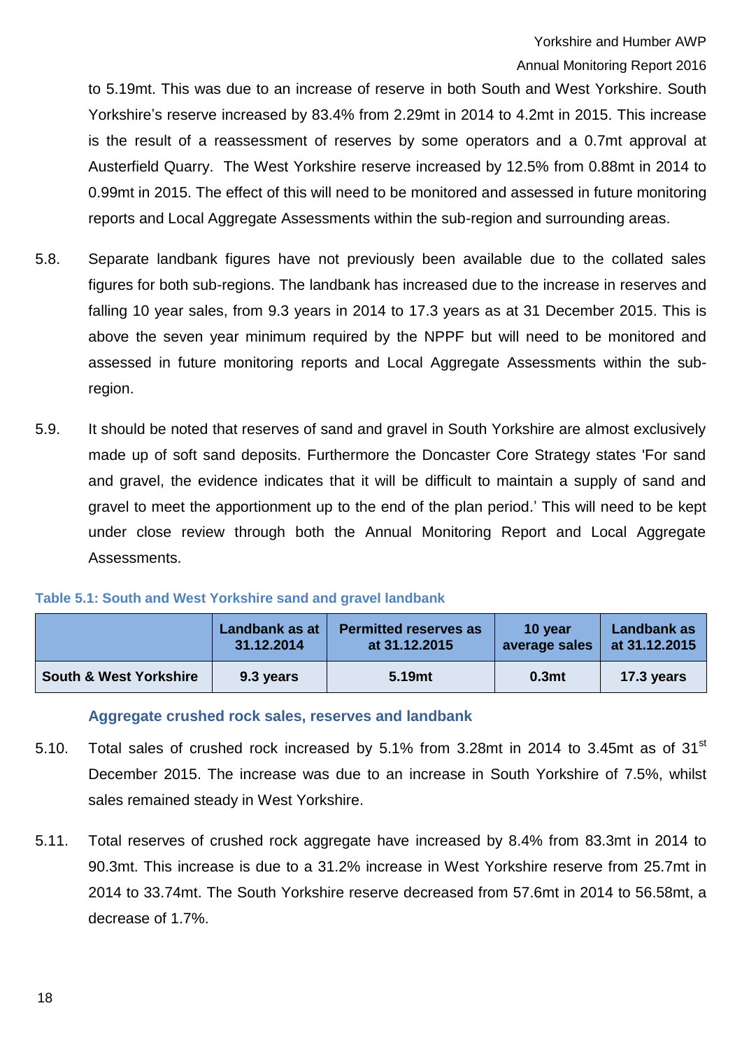to 5.19mt. This was due to an increase of reserve in both South and West Yorkshire. South Yorkshire's reserve increased by 83.4% from 2.29mt in 2014 to 4.2mt in 2015. This increase is the result of a reassessment of reserves by some operators and a 0.7mt approval at Austerfield Quarry. The West Yorkshire reserve increased by 12.5% from 0.88mt in 2014 to 0.99mt in 2015. The effect of this will need to be monitored and assessed in future monitoring reports and Local Aggregate Assessments within the sub-region and surrounding areas.

5.8. Separate landbank figures have not previously been available due to the collated sales figures for both sub-regions. The landbank has increased due to the increase in reserves and falling 10 year sales, from 9.3 years in 2014 to 17.3 years as at 31 December 2015. This is above the seven year minimum required by the NPPF but will need to be monitored and assessed in future monitoring reports and Local Aggregate Assessments within the sub-region.

5.9. It should be noted that reserves of sand and gravel in South Yorkshire are almost exclusively made up of soft sand deposits. Furthermore the Doncaster Core Strategy states 'For sand and gravel, the evidence indicates that it will be difficult to maintain a supply of sand and gravel to meet the apportionment up to the end of the plan period.' This will need to be kept under close review through both the Annual Monitoring Report and Local Aggregate Assessments.

**Table 5.1: South and West Yorkshire sand and gravel landbank**

| | Landbank as at 31.12.2014 | Permitted reserves as at 31.12.2015 | 10 year average sales | Landbank as at 31.12.2015 |
|---|---|---|---|---|
| **South & West Yorkshire** | **9.3 years** | **5.19mt** | **0.3mt** | **17.3 years** |

### Aggregate crushed rock sales, reserves and landbank

5.10. Total sales of crushed rock increased by 5.1% from 3.28mt in 2014 to 3.45mt as of 31st December 2015. The increase was due to an increase in South Yorkshire of 7.5%, whilst sales remained steady in West Yorkshire.

5.11. Total reserves of crushed rock aggregate have increased by 8.4% from 83.3mt in 2014 to 90.3mt. This increase is due to a 31.2% increase in West Yorkshire reserve from 25.7mt in 2014 to 33.74mt. The South Yorkshire reserve decreased from 57.6mt in 2014 to 56.58mt, a decrease of 1.7%.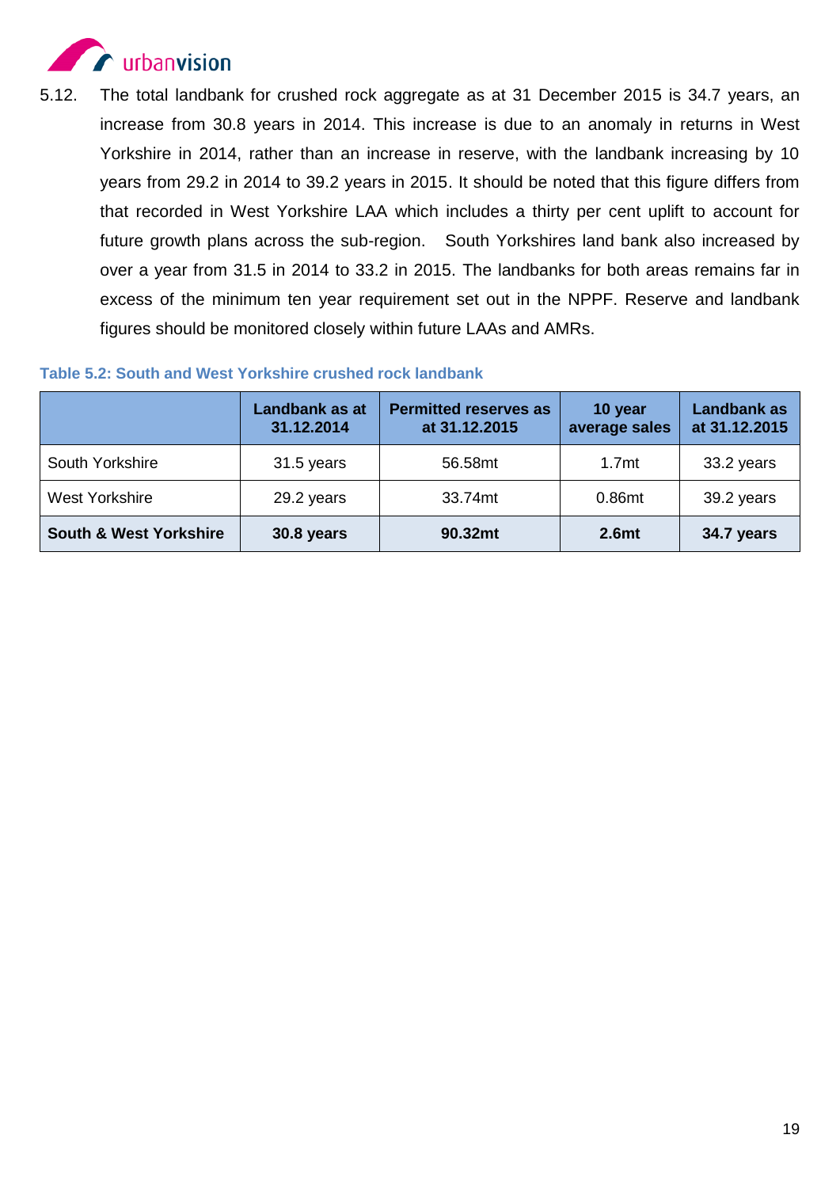5.12. The total landbank for crushed rock aggregate as at 31 December 2015 is 34.7 years, an increase from 30.8 years in 2014. This increase is due to an anomaly in returns in West Yorkshire in 2014, rather than an increase in reserve, with the landbank increasing by 10 years from 29.2 in 2014 to 39.2 years in 2015. It should be noted that this figure differs from that recorded in West Yorkshire LAA which includes a thirty per cent uplift to account for future growth plans across the sub-region. South Yorkshires land bank also increased by over a year from 31.5 in 2014 to 33.2 in 2015. The landbanks for both areas remains far in excess of the minimum ten year requirement set out in the NPPF. Reserve and landbank figures should be monitored closely within future LAAs and AMRs.

**Table 5.2: South and West Yorkshire crushed rock landbank**

| | Landbank as at 31.12.2014 | Permitted reserves as at 31.12.2015 | 10 year average sales | Landbank as at 31.12.2015 |
|---|---|---|---|---|
| South Yorkshire | 31.5 years | 56.58mt | 1.7mt | 33.2 years |
| West Yorkshire | 29.2 years | 33.74mt | 0.86mt | 39.2 years |
| **South & West Yorkshire** | **30.8 years** | **90.32mt** | **2.6mt** | **34.7 years** |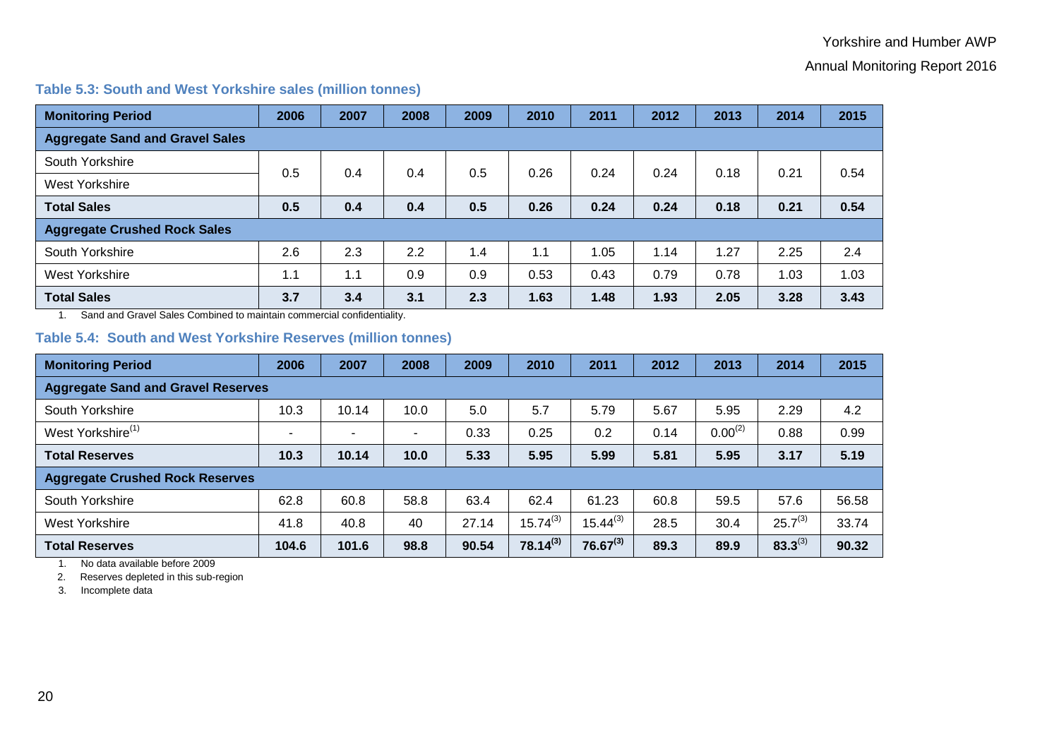### Table 5.3: South and West Yorkshire sales (million tonnes)

| Monitoring Period | 2006 | 2007 | 2008 | 2009 | 2010 | 2011 | 2012 | 2013 | 2014 | 2015 |
|---|---|---|---|---|---|---|---|---|---|---|
| **Aggregate Sand and Gravel Sales** | | | | | | | | | | |
| South Yorkshire | 0.5 | 0.4 | 0.4 | 0.5 | 0.26 | 0.24 | 0.24 | 0.18 | 0.21 | 0.54 |
| West Yorkshire | | | | | | | | | | |
| **Total Sales** | **0.5** | **0.4** | **0.4** | **0.5** | **0.26** | **0.24** | **0.24** | **0.18** | **0.21** | **0.54** |
| **Aggregate Crushed Rock Sales** | | | | | | | | | | |
| South Yorkshire | 2.6 | 2.3 | 2.2 | 1.4 | 1.1 | 1.05 | 1.14 | 1.27 | 2.25 | 2.4 |
| West Yorkshire | 1.1 | 1.1 | 0.9 | 0.9 | 0.53 | 0.43 | 0.79 | 0.78 | 1.03 | 1.03 |
| **Total Sales** | **3.7** | **3.4** | **3.1** | **2.3** | **1.63** | **1.48** | **1.93** | **2.05** | **3.28** | **3.43** |

1. Sand and Gravel Sales Combined to maintain commercial confidentiality.

### Table 5.4: South and West Yorkshire Reserves (million tonnes)

| Monitoring Period | 2006 | 2007 | 2008 | 2009 | 2010 | 2011 | 2012 | 2013 | 2014 | 2015 |
|---|---|---|---|---|---|---|---|---|---|---|
| **Aggregate Sand and Gravel Reserves** | | | | | | | | | | |
| South Yorkshire | 10.3 | 10.14 | 10.0 | 5.0 | 5.7 | 5.79 | 5.67 | 5.95 | 2.29 | 4.2 |
| West Yorkshire(1) | - | - | - | 0.33 | 0.25 | 0.2 | 0.14 | 0.00(2) | 0.88 | 0.99 |
| **Total Reserves** | **10.3** | **10.14** | **10.0** | **5.33** | **5.95** | **5.99** | **5.81** | **5.95** | **3.17** | **5.19** |
| **Aggregate Crushed Rock Reserves** | | | | | | | | | | |
| South Yorkshire | 62.8 | 60.8 | 58.8 | 63.4 | 62.4 | 61.23 | 60.8 | 59.5 | 57.6 | 56.58 |
| West Yorkshire | 41.8 | 40.8 | 40 | 27.14 | 15.74(3) | 15.44(3) | 28.5 | 30.4 | 25.7(3) | 33.74 |
| **Total Reserves** | **104.6** | **101.6** | **98.8** | **90.54** | **78.14(3)** | **76.67(3)** | **89.3** | **89.9** | **83.3(3)** | **90.32** |

1. No data available before 2009
2. Reserves depleted in this sub-region
3. Incomplete data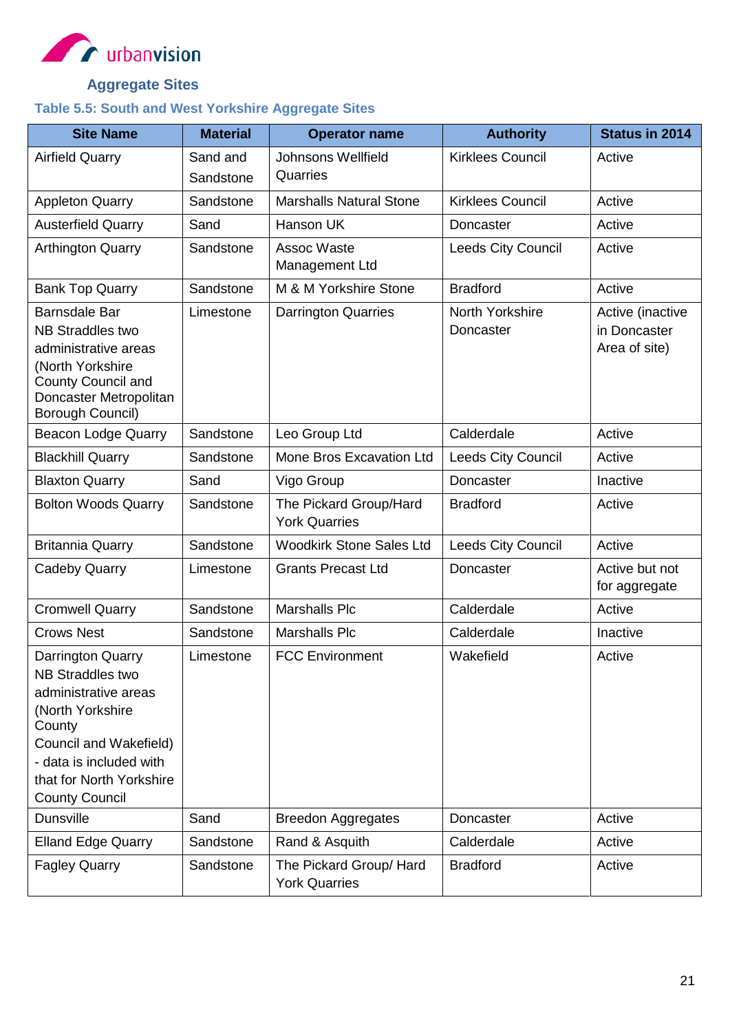## Aggregate Sites

### Table 5.5: South and West Yorkshire Aggregate Sites

| Site Name | Material | Operator name | Authority | Status in 2014 |
|---|---|---|---|---|
| Airfield Quarry | Sand and Sandstone | Johnsons Wellfield Quarries | Kirklees Council | Active |
| Appleton Quarry | Sandstone | Marshalls Natural Stone | Kirklees Council | Active |
| Austerfield Quarry | Sand | Hanson UK | Doncaster | Active |
| Arthington Quarry | Sandstone | Assoc Waste Management Ltd | Leeds City Council | Active |
| Bank Top Quarry | Sandstone | M & M Yorkshire Stone | Bradford | Active |
| Barnsdale Bar NB Straddles two administrative areas (North Yorkshire County Council and Doncaster Metropolitan Borough Council) | Limestone | Darrington Quarries | North Yorkshire Doncaster | Active (inactive in Doncaster Area of site) |
| Beacon Lodge Quarry | Sandstone | Leo Group Ltd | Calderdale | Active |
| Blackhill Quarry | Sandstone | Mone Bros Excavation Ltd | Leeds City Council | Active |
| Blaxton Quarry | Sand | Vigo Group | Doncaster | Inactive |
| Bolton Woods Quarry | Sandstone | The Pickard Group/Hard York Quarries | Bradford | Active |
| Britannia Quarry | Sandstone | Woodkirk Stone Sales Ltd | Leeds City Council | Active |
| Cadeby Quarry | Limestone | Grants Precast Ltd | Doncaster | Active but not for aggregate |
| Cromwell Quarry | Sandstone | Marshalls Plc | Calderdale | Active |
| Crows Nest | Sandstone | Marshalls Plc | Calderdale | Inactive |
| Darrington Quarry NB Straddles two administrative areas (North Yorkshire County Council and Wakefield) - data is included with that for North Yorkshire County Council | Limestone | FCC Environment | Wakefield | Active |
| Dunsville | Sand | Breedon Aggregates | Doncaster | Active |
| Elland Edge Quarry | Sandstone | Rand & Asquith | Calderdale | Active |
| Fagley Quarry | Sandstone | The Pickard Group/ Hard York Quarries | Bradford | Active |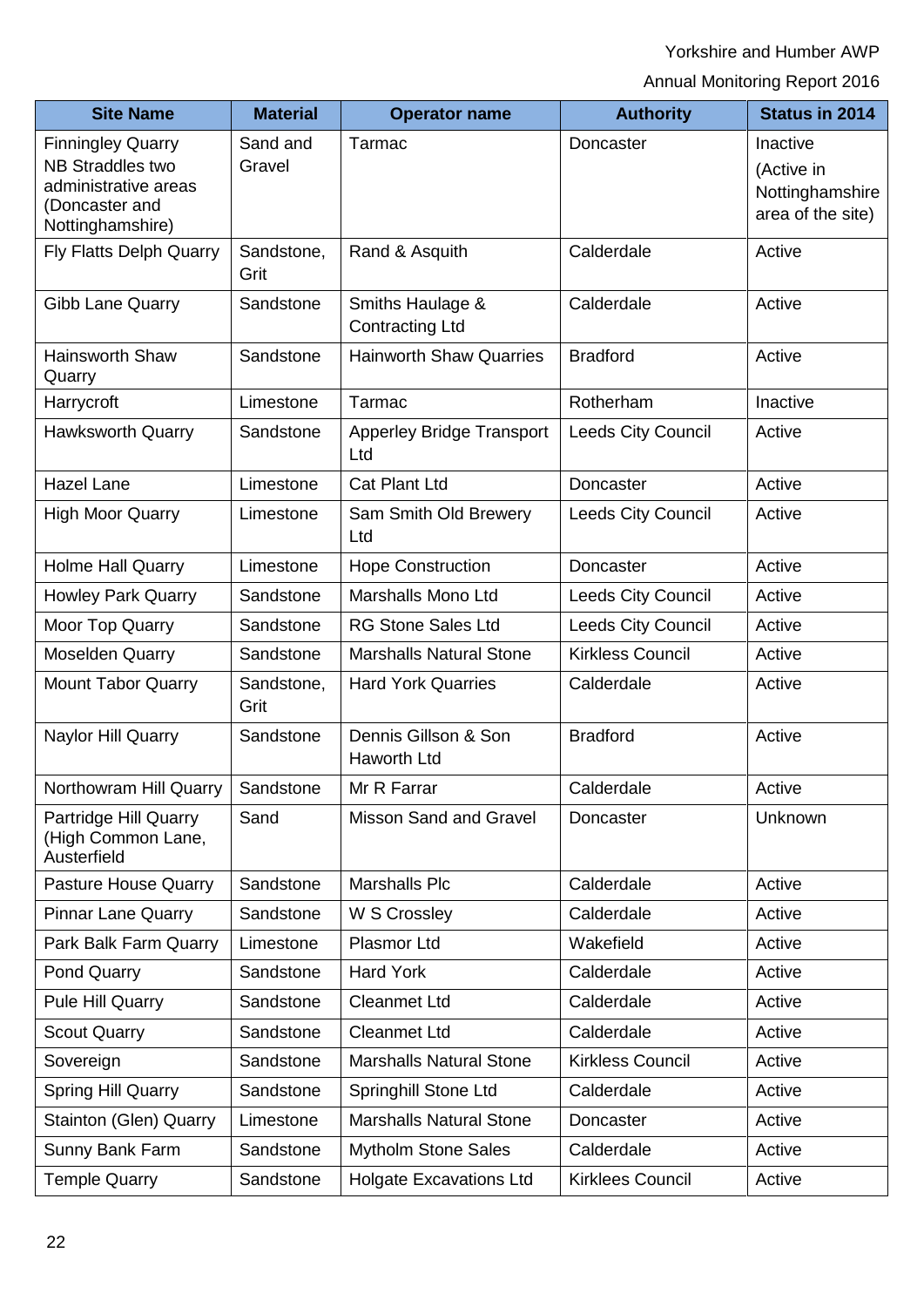| Site Name | Material | Operator name | Authority | Status in 2014 |
|---|---|---|---|---|
| Finningley Quarry NB Straddles two administrative areas (Doncaster and Nottinghamshire) | Sand and Gravel | Tarmac | Doncaster | Inactive (Active in Nottinghamshire area of the site) |
| Fly Flatts Delph Quarry | Sandstone, Grit | Rand & Asquith | Calderdale | Active |
| Gibb Lane Quarry | Sandstone | Smiths Haulage & Contracting Ltd | Calderdale | Active |
| Hainsworth Shaw Quarry | Sandstone | Hainworth Shaw Quarries | Bradford | Active |
| Harrycroft | Limestone | Tarmac | Rotherham | Inactive |
| Hawksworth Quarry | Sandstone | Apperley Bridge Transport Ltd | Leeds City Council | Active |
| Hazel Lane | Limestone | Cat Plant Ltd | Doncaster | Active |
| High Moor Quarry | Limestone | Sam Smith Old Brewery Ltd | Leeds City Council | Active |
| Holme Hall Quarry | Limestone | Hope Construction | Doncaster | Active |
| Howley Park Quarry | Sandstone | Marshalls Mono Ltd | Leeds City Council | Active |
| Moor Top Quarry | Sandstone | RG Stone Sales Ltd | Leeds City Council | Active |
| Moselden Quarry | Sandstone | Marshalls Natural Stone | Kirkless Council | Active |
| Mount Tabor Quarry | Sandstone, Grit | Hard York Quarries | Calderdale | Active |
| Naylor Hill Quarry | Sandstone | Dennis Gillson & Son Haworth Ltd | Bradford | Active |
| Northowram Hill Quarry | Sandstone | Mr R Farrar | Calderdale | Active |
| Partridge Hill Quarry (High Common Lane, Austerfield | Sand | Misson Sand and Gravel | Doncaster | Unknown |
| Pasture House Quarry | Sandstone | Marshalls Plc | Calderdale | Active |
| Pinnar Lane Quarry | Sandstone | W S Crossley | Calderdale | Active |
| Park Balk Farm Quarry | Limestone | Plasmor Ltd | Wakefield | Active |
| Pond Quarry | Sandstone | Hard York | Calderdale | Active |
| Pule Hill Quarry | Sandstone | Cleanmet Ltd | Calderdale | Active |
| Scout Quarry | Sandstone | Cleanmet Ltd | Calderdale | Active |
| Sovereign | Sandstone | Marshalls Natural Stone | Kirkless Council | Active |
| Spring Hill Quarry | Sandstone | Springhill Stone Ltd | Calderdale | Active |
| Stainton (Glen) Quarry | Limestone | Marshalls Natural Stone | Doncaster | Active |
| Sunny Bank Farm | Sandstone | Mytholm Stone Sales | Calderdale | Active |
| Temple Quarry | Sandstone | Holgate Excavations Ltd | Kirklees Council | Active |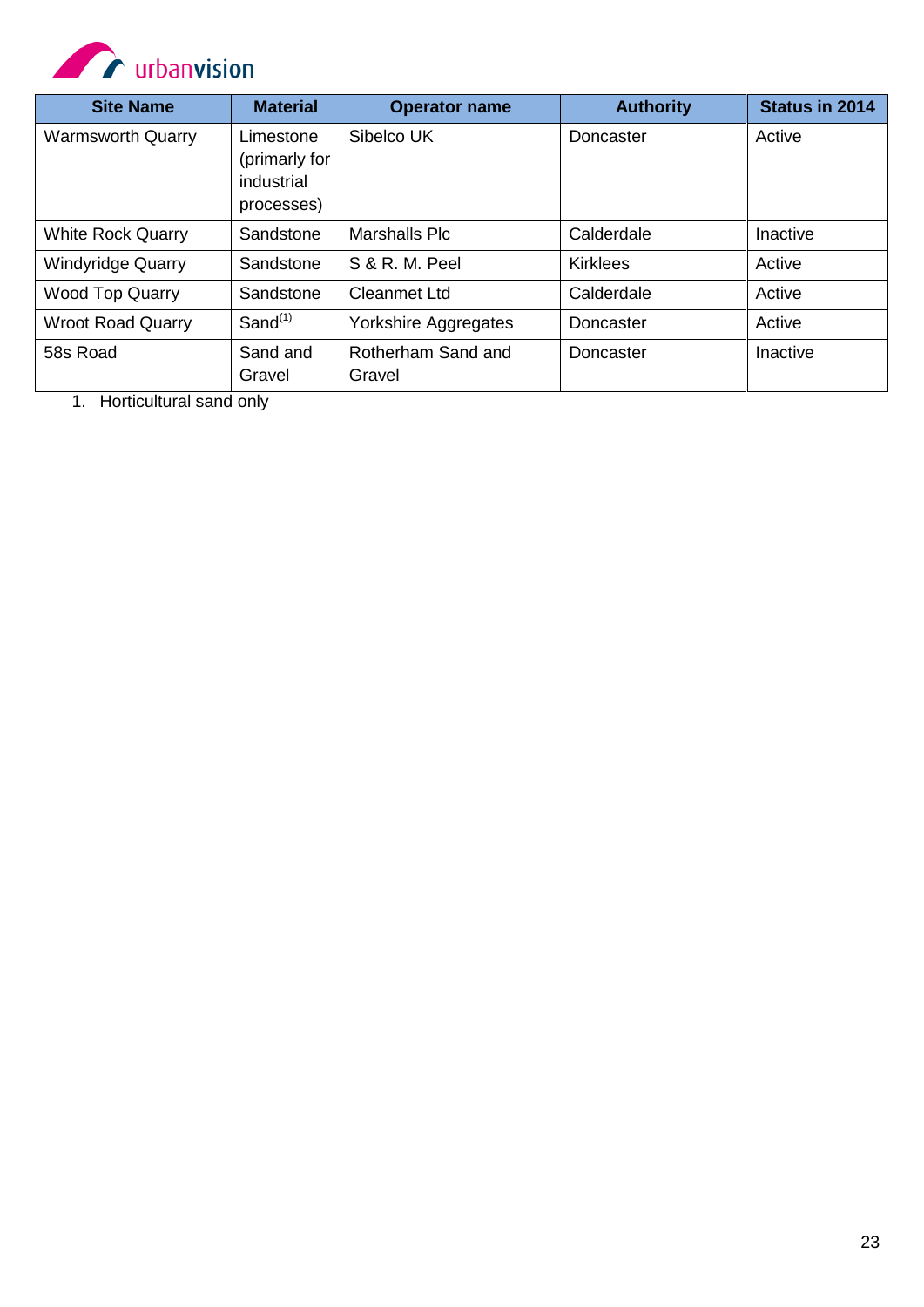| Site Name | Material | Operator name | Authority | Status in 2014 |
|---|---|---|---|---|
| Warmsworth Quarry | Limestone (primarly for industrial processes) | Sibelco UK | Doncaster | Active |
| White Rock Quarry | Sandstone | Marshalls Plc | Calderdale | Inactive |
| Windyridge Quarry | Sandstone | S & R. M. Peel | Kirklees | Active |
| Wood Top Quarry | Sandstone | Cleanmet Ltd | Calderdale | Active |
| Wroot Road Quarry | Sand[(1)] | Yorkshire Aggregates | Doncaster | Active |
| 58s Road | Sand and Gravel | Rotherham Sand and Gravel | Doncaster | Inactive |

1. Horticultural sand only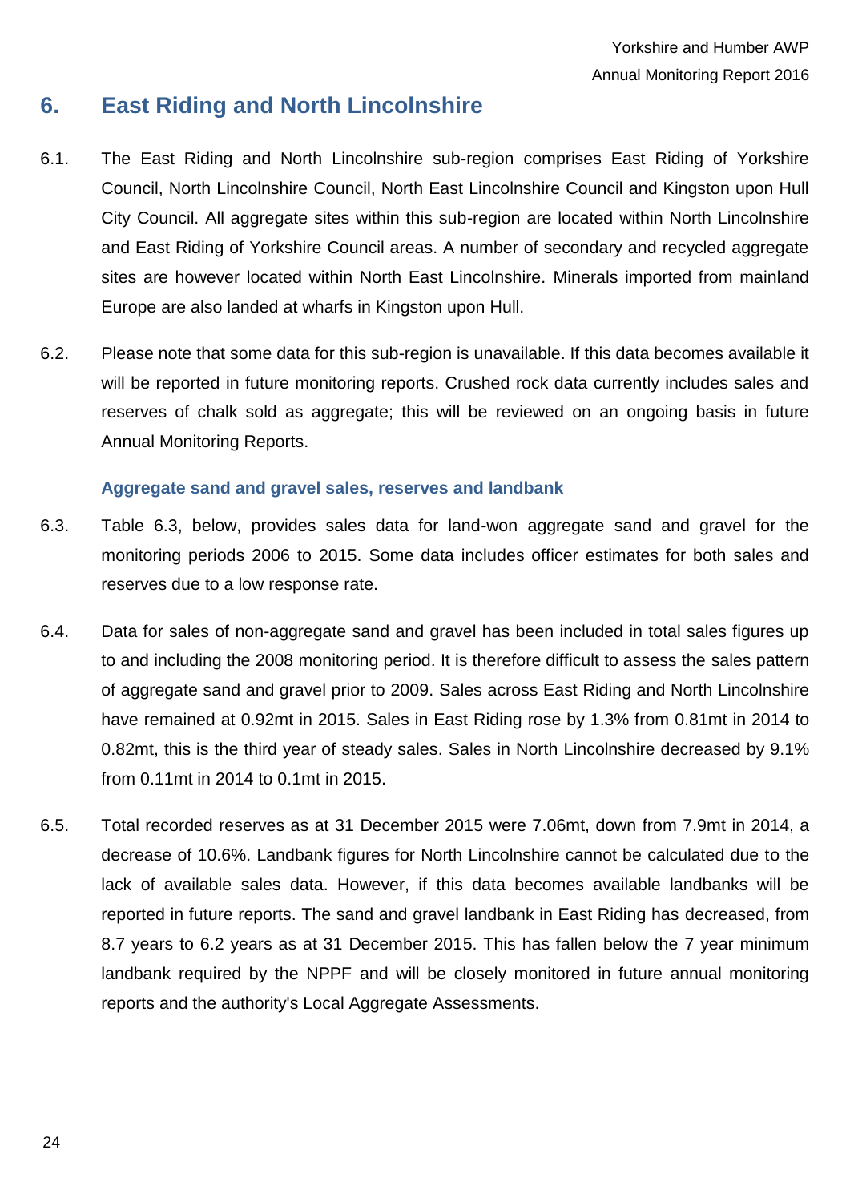## 6. East Riding and North Lincolnshire

6.1. The East Riding and North Lincolnshire sub-region comprises East Riding of Yorkshire Council, North Lincolnshire Council, North East Lincolnshire Council and Kingston upon Hull City Council. All aggregate sites within this sub-region are located within North Lincolnshire and East Riding of Yorkshire Council areas. A number of secondary and recycled aggregate sites are however located within North East Lincolnshire. Minerals imported from mainland Europe are also landed at wharfs in Kingston upon Hull.

6.2. Please note that some data for this sub-region is unavailable. If this data becomes available it will be reported in future monitoring reports. Crushed rock data currently includes sales and reserves of chalk sold as aggregate; this will be reviewed on an ongoing basis in future Annual Monitoring Reports.

### Aggregate sand and gravel sales, reserves and landbank

6.3. Table 6.3, below, provides sales data for land-won aggregate sand and gravel for the monitoring periods 2006 to 2015. Some data includes officer estimates for both sales and reserves due to a low response rate.

6.4. Data for sales of non-aggregate sand and gravel has been included in total sales figures up to and including the 2008 monitoring period. It is therefore difficult to assess the sales pattern of aggregate sand and gravel prior to 2009. Sales across East Riding and North Lincolnshire have remained at 0.92mt in 2015. Sales in East Riding rose by 1.3% from 0.81mt in 2014 to 0.82mt, this is the third year of steady sales. Sales in North Lincolnshire decreased by 9.1% from 0.11mt in 2014 to 0.1mt in 2015.

6.5. Total recorded reserves as at 31 December 2015 were 7.06mt, down from 7.9mt in 2014, a decrease of 10.6%. Landbank figures for North Lincolnshire cannot be calculated due to the lack of available sales data. However, if this data becomes available landbanks will be reported in future reports. The sand and gravel landbank in East Riding has decreased, from 8.7 years to 6.2 years as at 31 December 2015. This has fallen below the 7 year minimum landbank required by the NPPF and will be closely monitored in future annual monitoring reports and the authority's Local Aggregate Assessments.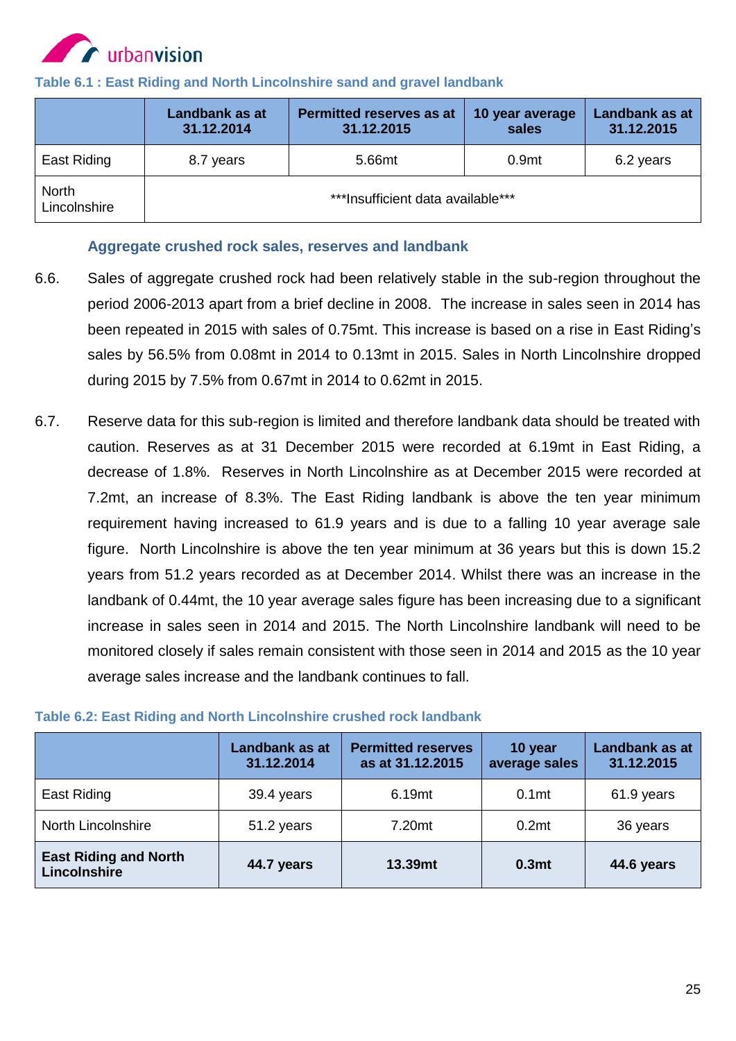**Table 6.1 : East Riding and North Lincolnshire sand and gravel landbank**

| | Landbank as at 31.12.2014 | Permitted reserves as at 31.12.2015 | 10 year average sales | Landbank as at 31.12.2015 |
|---|---|---|---|---|
| East Riding | 8.7 years | 5.66mt | 0.9mt | 6.2 years |
| North Lincolnshire | ***Insufficient data available*** | | | |

### Aggregate crushed rock sales, reserves and landbank

6.6. Sales of aggregate crushed rock had been relatively stable in the sub-region throughout the period 2006-2013 apart from a brief decline in 2008. The increase in sales seen in 2014 has been repeated in 2015 with sales of 0.75mt. This increase is based on a rise in East Riding's sales by 56.5% from 0.08mt in 2014 to 0.13mt in 2015. Sales in North Lincolnshire dropped during 2015 by 7.5% from 0.67mt in 2014 to 0.62mt in 2015.

6.7. Reserve data for this sub-region is limited and therefore landbank data should be treated with caution. Reserves as at 31 December 2015 were recorded at 6.19mt in East Riding, a decrease of 1.8%. Reserves in North Lincolnshire as at December 2015 were recorded at 7.2mt, an increase of 8.3%. The East Riding landbank is above the ten year minimum requirement having increased to 61.9 years and is due to a falling 10 year average sale figure. North Lincolnshire is above the ten year minimum at 36 years but this is down 15.2 years from 51.2 years recorded as at December 2014. Whilst there was an increase in the landbank of 0.44mt, the 10 year average sales figure has been increasing due to a significant increase in sales seen in 2014 and 2015. The North Lincolnshire landbank will need to be monitored closely if sales remain consistent with those seen in 2014 and 2015 as the 10 year average sales increase and the landbank continues to fall.

**Table 6.2: East Riding and North Lincolnshire crushed rock landbank**

| | Landbank as at 31.12.2014 | Permitted reserves as at 31.12.2015 | 10 year average sales | Landbank as at 31.12.2015 |
|---|---|---|---|---|
| East Riding | 39.4 years | 6.19mt | 0.1mt | 61.9 years |
| North Lincolnshire | 51.2 years | 7.20mt | 0.2mt | 36 years |
| **East Riding and North Lincolnshire** | **44.7 years** | **13.39mt** | **0.3mt** | **44.6 years** |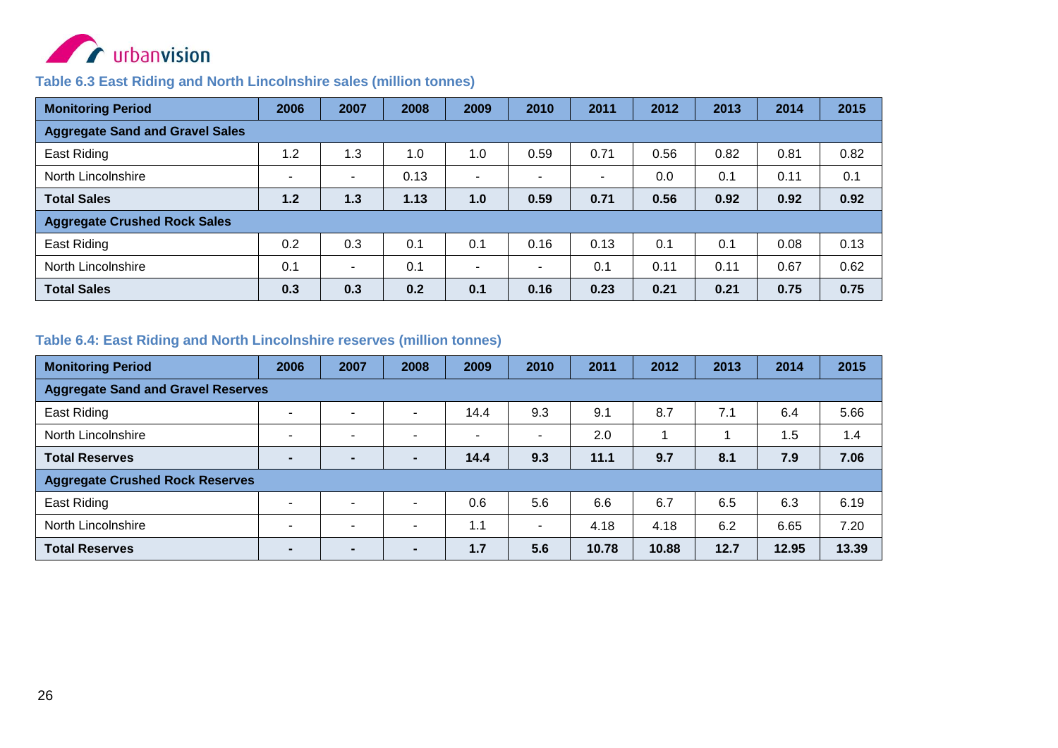**Table 6.3 East Riding and North Lincolnshire sales (million tonnes)**

| Monitoring Period | 2006 | 2007 | 2008 | 2009 | 2010 | 2011 | 2012 | 2013 | 2014 | 2015 |
|---|---|---|---|---|---|---|---|---|---|---|
| **Aggregate Sand and Gravel Sales** | | | | | | | | | | |
| East Riding | 1.2 | 1.3 | 1.0 | 1.0 | 0.59 | 0.71 | 0.56 | 0.82 | 0.81 | 0.82 |
| North Lincolnshire | - | - | 0.13 | - | - | - | 0.0 | 0.1 | 0.11 | 0.1 |
| **Total Sales** | **1.2** | **1.3** | **1.13** | **1.0** | **0.59** | **0.71** | **0.56** | **0.92** | **0.92** | **0.92** |
| **Aggregate Crushed Rock Sales** | | | | | | | | | | |
| East Riding | 0.2 | 0.3 | 0.1 | 0.1 | 0.16 | 0.13 | 0.1 | 0.1 | 0.08 | 0.13 |
| North Lincolnshire | 0.1 | - | 0.1 | - | - | 0.1 | 0.11 | 0.11 | 0.67 | 0.62 |
| **Total Sales** | **0.3** | **0.3** | **0.2** | **0.1** | **0.16** | **0.23** | **0.21** | **0.21** | **0.75** | **0.75** |

**Table 6.4: East Riding and North Lincolnshire reserves (million tonnes)**

| Monitoring Period | 2006 | 2007 | 2008 | 2009 | 2010 | 2011 | 2012 | 2013 | 2014 | 2015 |
|---|---|---|---|---|---|---|---|---|---|---|
| **Aggregate Sand and Gravel Reserves** | | | | | | | | | | |
| East Riding | - | - | - | 14.4 | 9.3 | 9.1 | 8.7 | 7.1 | 6.4 | 5.66 |
| North Lincolnshire | - | - | - | - | - | 2.0 | 1 | 1 | 1.5 | 1.4 |
| **Total Reserves** | **-** | **-** | **-** | **14.4** | **9.3** | **11.1** | **9.7** | **8.1** | **7.9** | **7.06** |
| **Aggregate Crushed Rock Reserves** | | | | | | | | | | |
| East Riding | - | - | - | 0.6 | 5.6 | 6.6 | 6.7 | 6.5 | 6.3 | 6.19 |
| North Lincolnshire | - | - | - | 1.1 | - | 4.18 | 4.18 | 6.2 | 6.65 | 7.20 |
| **Total Reserves** | **-** | **-** | **-** | **1.7** | **5.6** | **10.78** | **10.88** | **12.7** | **12.95** | **13.39** |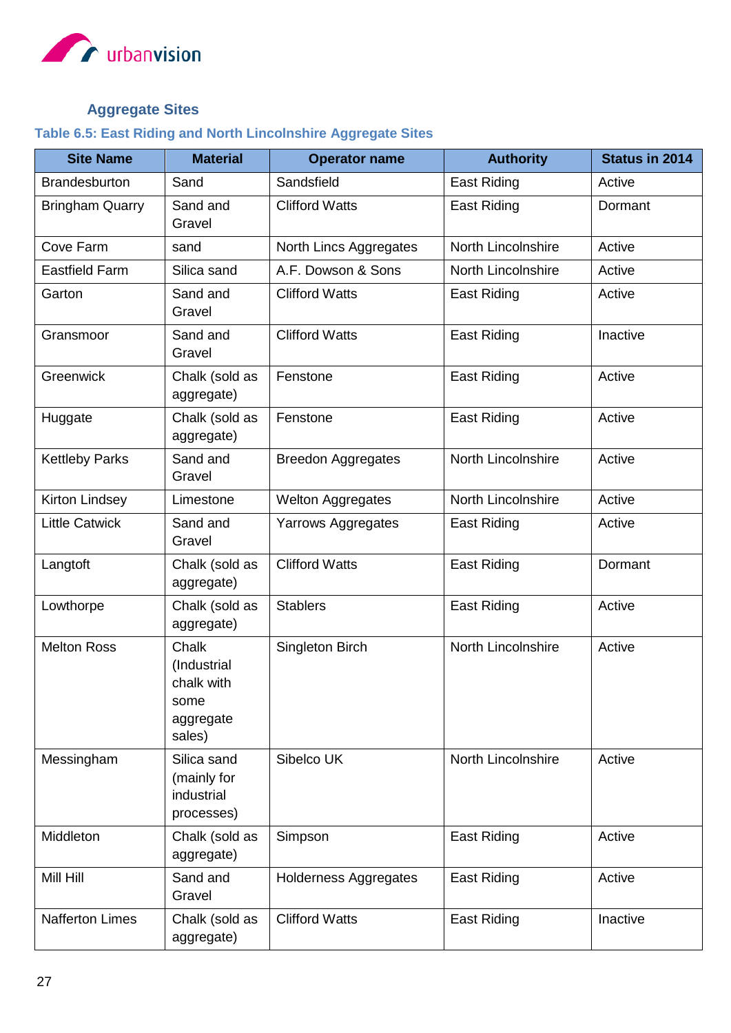## Aggregate Sites

### Table 6.5: East Riding and North Lincolnshire Aggregate Sites

| Site Name | Material | Operator name | Authority | Status in 2014 |
|---|---|---|---|---|
| Brandesburton | Sand | Sandsfield | East Riding | Active |
| Bringham Quarry | Sand and Gravel | Clifford Watts | East Riding | Dormant |
| Cove Farm | sand | North Lincs Aggregates | North Lincolnshire | Active |
| Eastfield Farm | Silica sand | A.F. Dowson & Sons | North Lincolnshire | Active |
| Garton | Sand and Gravel | Clifford Watts | East Riding | Active |
| Gransmoor | Sand and Gravel | Clifford Watts | East Riding | Inactive |
| Greenwick | Chalk (sold as aggregate) | Fenstone | East Riding | Active |
| Huggate | Chalk (sold as aggregate) | Fenstone | East Riding | Active |
| Kettleby Parks | Sand and Gravel | Breedon Aggregates | North Lincolnshire | Active |
| Kirton Lindsey | Limestone | Welton Aggregates | North Lincolnshire | Active |
| Little Catwick | Sand and Gravel | Yarrows Aggregates | East Riding | Active |
| Langtoft | Chalk (sold as aggregate) | Clifford Watts | East Riding | Dormant |
| Lowthorpe | Chalk (sold as aggregate) | Stablers | East Riding | Active |
| Melton Ross | Chalk (Industrial chalk with some aggregate sales) | Singleton Birch | North Lincolnshire | Active |
| Messingham | Silica sand (mainly for industrial processes) | Sibelco UK | North Lincolnshire | Active |
| Middleton | Chalk (sold as aggregate) | Simpson | East Riding | Active |
| Mill Hill | Sand and Gravel | Holderness Aggregates | East Riding | Active |
| Nafferton Limes | Chalk (sold as aggregate) | Clifford Watts | East Riding | Inactive |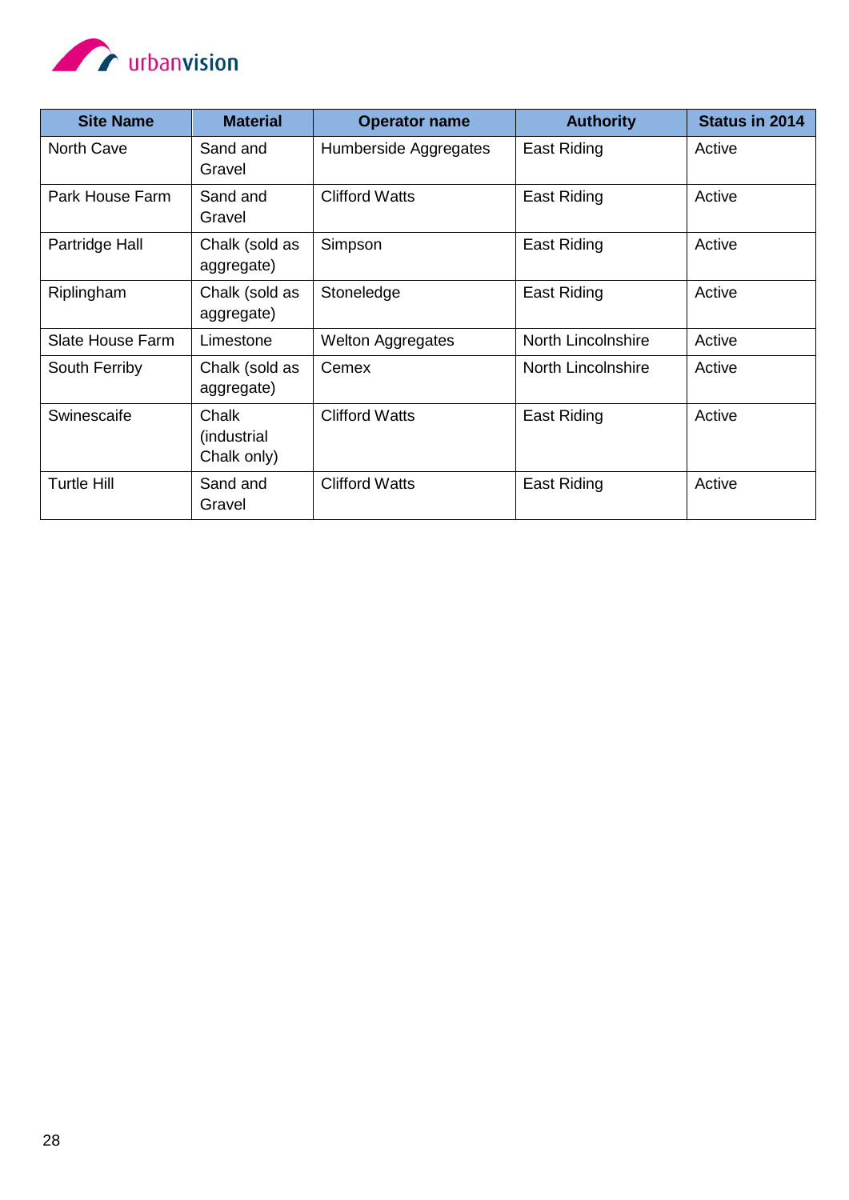| Site Name | Material | Operator name | Authority | Status in 2014 |
|---|---|---|---|---|
| North Cave | Sand and Gravel | Humberside Aggregates | East Riding | Active |
| Park House Farm | Sand and Gravel | Clifford Watts | East Riding | Active |
| Partridge Hall | Chalk (sold as aggregate) | Simpson | East Riding | Active |
| Riplingham | Chalk (sold as aggregate) | Stoneledge | East Riding | Active |
| Slate House Farm | Limestone | Welton Aggregates | North Lincolnshire | Active |
| South Ferriby | Chalk (sold as aggregate) | Cemex | North Lincolnshire | Active |
| Swinescaife | Chalk (industrial Chalk only) | Clifford Watts | East Riding | Active |
| Turtle Hill | Sand and Gravel | Clifford Watts | East Riding | Active |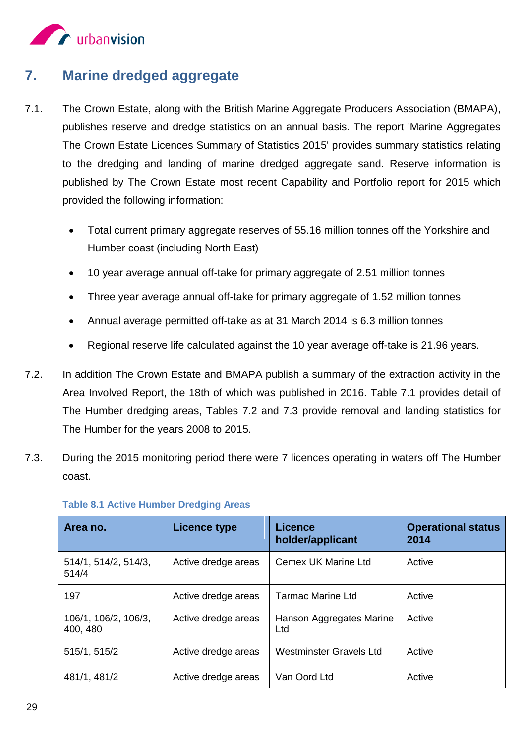## 7. Marine dredged aggregate

7.1. The Crown Estate, along with the British Marine Aggregate Producers Association (BMAPA), publishes reserve and dredge statistics on an annual basis. The report 'Marine Aggregates The Crown Estate Licences Summary of Statistics 2015' provides summary statistics relating to the dredging and landing of marine dredged aggregate sand. Reserve information is published by The Crown Estate most recent Capability and Portfolio report for 2015 which provided the following information:

- Total current primary aggregate reserves of 55.16 million tonnes off the Yorkshire and Humber coast (including North East)
- 10 year average annual off-take for primary aggregate of 2.51 million tonnes
- Three year average annual off-take for primary aggregate of 1.52 million tonnes
- Annual average permitted off-take as at 31 March 2014 is 6.3 million tonnes
- Regional reserve life calculated against the 10 year average off-take is 21.96 years.

7.2. In addition The Crown Estate and BMAPA publish a summary of the extraction activity in the Area Involved Report, the 18th of which was published in 2016. Table 7.1 provides detail of The Humber dredging areas, Tables 7.2 and 7.3 provide removal and landing statistics for The Humber for the years 2008 to 2015.

7.3. During the 2015 monitoring period there were 7 licences operating in waters off The Humber coast.

**Table 8.1 Active Humber Dredging Areas**

| Area no. | Licence type | Licence holder/applicant | Operational status 2014 |
|---|---|---|---|
| 514/1, 514/2, 514/3, 514/4 | Active dredge areas | Cemex UK Marine Ltd | Active |
| 197 | Active dredge areas | Tarmac Marine Ltd | Active |
| 106/1, 106/2, 106/3, 400, 480 | Active dredge areas | Hanson Aggregates Marine Ltd | Active |
| 515/1, 515/2 | Active dredge areas | Westminster Gravels Ltd | Active |
| 481/1, 481/2 | Active dredge areas | Van Oord Ltd | Active |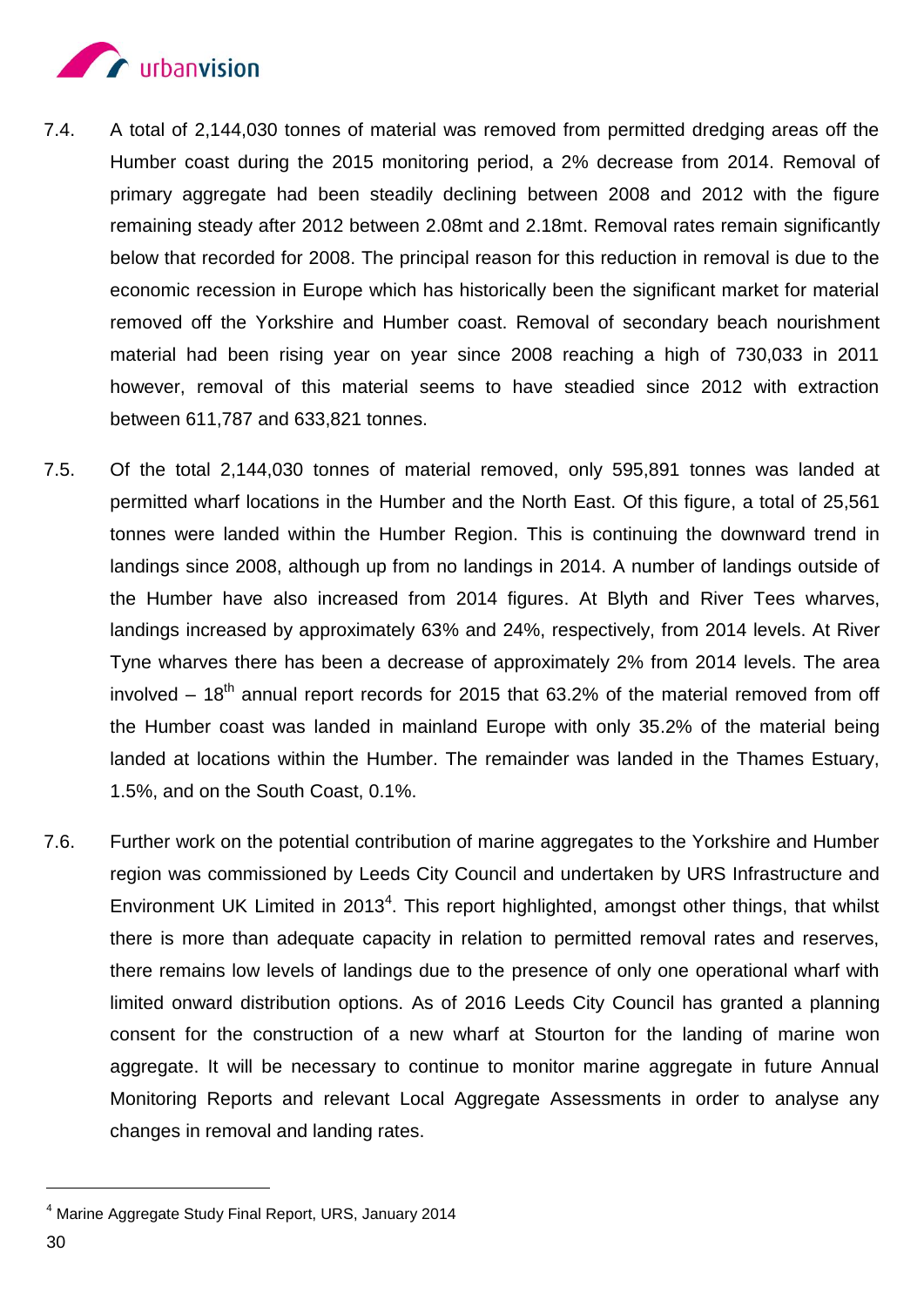7.4. A total of 2,144,030 tonnes of material was removed from permitted dredging areas off the Humber coast during the 2015 monitoring period, a 2% decrease from 2014. Removal of primary aggregate had been steadily declining between 2008 and 2012 with the figure remaining steady after 2012 between 2.08mt and 2.18mt. Removal rates remain significantly below that recorded for 2008. The principal reason for this reduction in removal is due to the economic recession in Europe which has historically been the significant market for material removed off the Yorkshire and Humber coast. Removal of secondary beach nourishment material had been rising year on year since 2008 reaching a high of 730,033 in 2011 however, removal of this material seems to have steadied since 2012 with extraction between 611,787 and 633,821 tonnes.

7.5. Of the total 2,144,030 tonnes of material removed, only 595,891 tonnes was landed at permitted wharf locations in the Humber and the North East. Of this figure, a total of 25,561 tonnes were landed within the Humber Region. This is continuing the downward trend in landings since 2008, although up from no landings in 2014. A number of landings outside of the Humber have also increased from 2014 figures. At Blyth and River Tees wharves, landings increased by approximately 63% and 24%, respectively, from 2014 levels. At River Tyne wharves there has been a decrease of approximately 2% from 2014 levels. The area involved – 18th annual report records for 2015 that 63.2% of the material removed from off the Humber coast was landed in mainland Europe with only 35.2% of the material being landed at locations within the Humber. The remainder was landed in the Thames Estuary, 1.5%, and on the South Coast, 0.1%.

7.6. Further work on the potential contribution of marine aggregates to the Yorkshire and Humber region was commissioned by Leeds City Council and undertaken by URS Infrastructure and Environment UK Limited in 2013[4]. This report highlighted, amongst other things, that whilst there is more than adequate capacity in relation to permitted removal rates and reserves, there remains low levels of landings due to the presence of only one operational wharf with limited onward distribution options. As of 2016 Leeds City Council has granted a planning consent for the construction of a new wharf at Stourton for the landing of marine won aggregate. It will be necessary to continue to monitor marine aggregate in future Annual Monitoring Reports and relevant Local Aggregate Assessments in order to analyse any changes in removal and landing rates.

[4] Marine Aggregate Study Final Report, URS, January 2014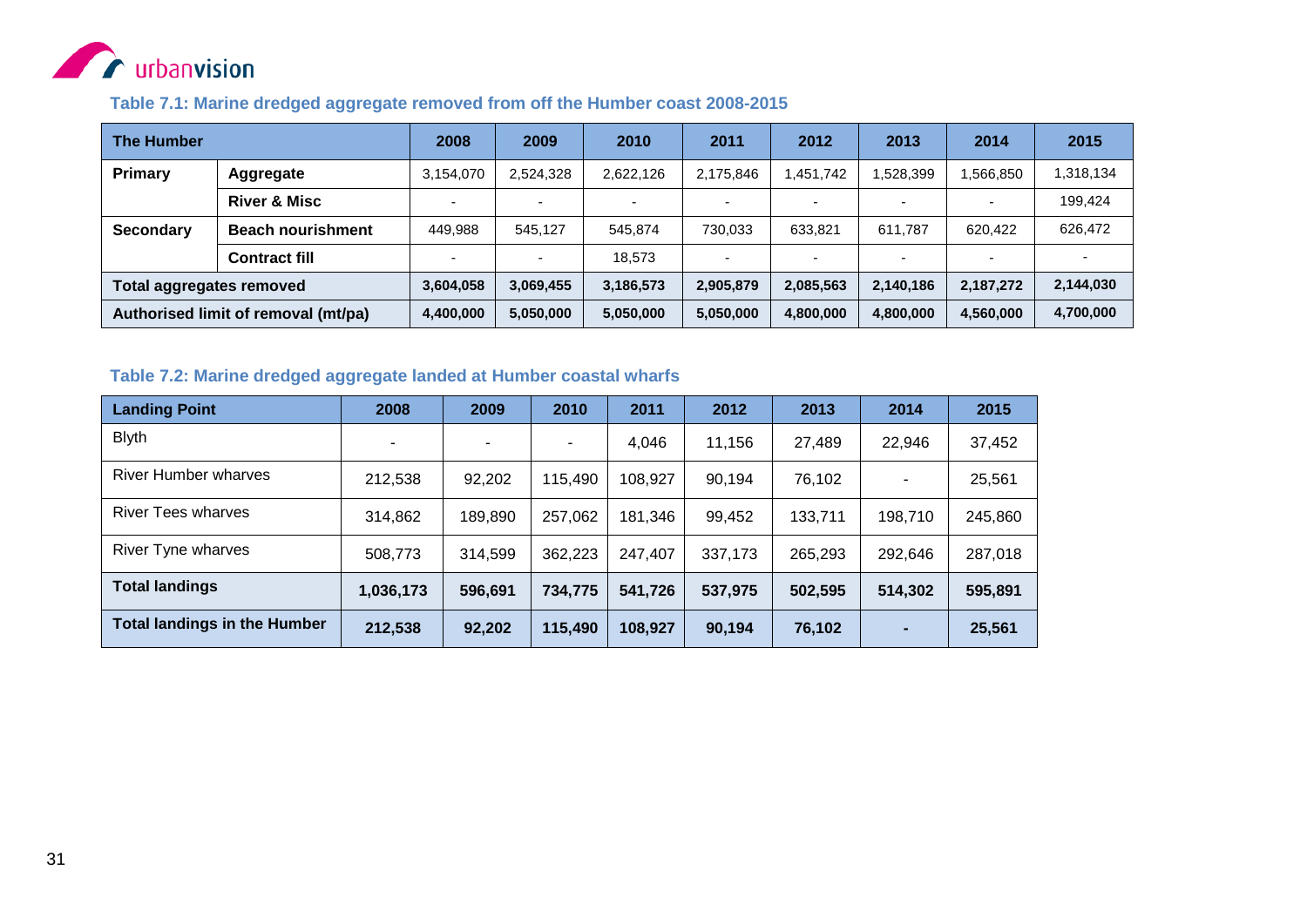### Table 7.1: Marine dredged aggregate removed from off the Humber coast 2008-2015

| The Humber | | 2008 | 2009 | 2010 | 2011 | 2012 | 2013 | 2014 | 2015 |
|---|---|---|---|---|---|---|---|---|---|
| **Primary** | **Aggregate** | 3,154,070 | 2,524,328 | 2,622,126 | 2,175,846 | 1,451,742 | 1,528,399 | 1,566,850 | 1,318,134 |
| | **River & Misc** | - | - | - | - | - | - | - | 199,424 |
| **Secondary** | **Beach nourishment** | 449,988 | 545,127 | 545,874 | 730,033 | 633,821 | 611,787 | 620,422 | 626,472 |
| | **Contract fill** | - | - | 18,573 | - | - | - | - | - |
| **Total aggregates removed** | | **3,604,058** | **3,069,455** | **3,186,573** | **2,905,879** | **2,085,563** | **2,140,186** | **2,187,272** | **2,144,030** |
| **Authorised limit of removal (mt/pa)** | | **4,400,000** | **5,050,000** | **5,050,000** | **5,050,000** | **4,800,000** | **4,800,000** | **4,560,000** | **4,700,000** |

### Table 7.2: Marine dredged aggregate landed at Humber coastal wharfs

| Landing Point | 2008 | 2009 | 2010 | 2011 | 2012 | 2013 | 2014 | 2015 |
|---|---|---|---|---|---|---|---|---|
| Blyth | - | - | - | 4,046 | 11,156 | 27,489 | 22,946 | 37,452 |
| River Humber wharves | 212,538 | 92,202 | 115,490 | 108,927 | 90,194 | 76,102 | - | 25,561 |
| River Tees wharves | 314,862 | 189,890 | 257,062 | 181,346 | 99,452 | 133,711 | 198,710 | 245,860 |
| River Tyne wharves | 508,773 | 314,599 | 362,223 | 247,407 | 337,173 | 265,293 | 292,646 | 287,018 |
| **Total landings** | **1,036,173** | **596,691** | **734,775** | **541,726** | **537,975** | **502,595** | **514,302** | **595,891** |
| **Total landings in the Humber** | **212,538** | **92,202** | **115,490** | **108,927** | **90,194** | **76,102** | **-** | **25,561** |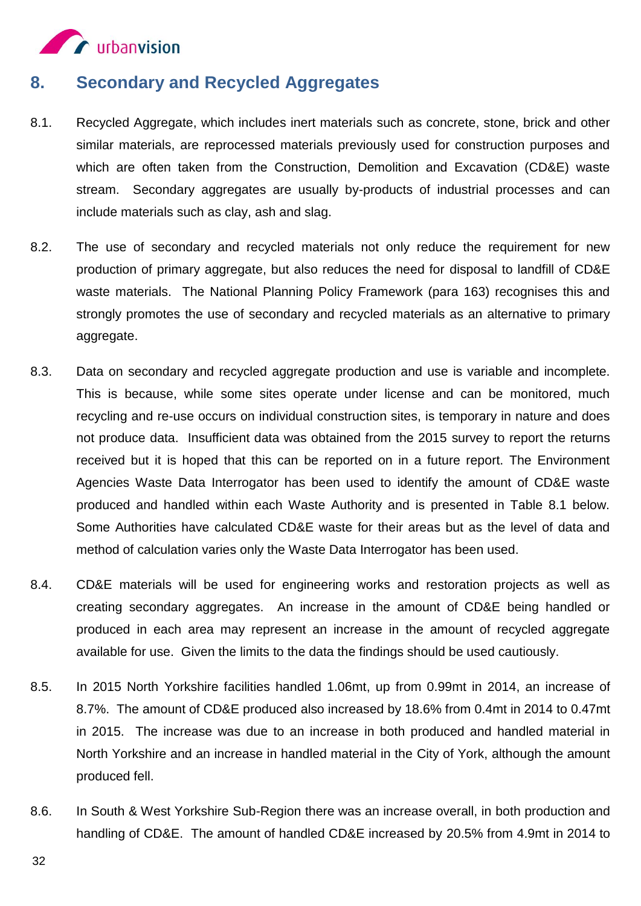## 8. Secondary and Recycled Aggregates

8.1. Recycled Aggregate, which includes inert materials such as concrete, stone, brick and other similar materials, are reprocessed materials previously used for construction purposes and which are often taken from the Construction, Demolition and Excavation (CD&E) waste stream. Secondary aggregates are usually by-products of industrial processes and can include materials such as clay, ash and slag.

8.2. The use of secondary and recycled materials not only reduce the requirement for new production of primary aggregate, but also reduces the need for disposal to landfill of CD&E waste materials. The National Planning Policy Framework (para 163) recognises this and strongly promotes the use of secondary and recycled materials as an alternative to primary aggregate.

8.3. Data on secondary and recycled aggregate production and use is variable and incomplete. This is because, while some sites operate under license and can be monitored, much recycling and re-use occurs on individual construction sites, is temporary in nature and does not produce data. Insufficient data was obtained from the 2015 survey to report the returns received but it is hoped that this can be reported on in a future report. The Environment Agencies Waste Data Interrogator has been used to identify the amount of CD&E waste produced and handled within each Waste Authority and is presented in Table 8.1 below. Some Authorities have calculated CD&E waste for their areas but as the level of data and method of calculation varies only the Waste Data Interrogator has been used.

8.4. CD&E materials will be used for engineering works and restoration projects as well as creating secondary aggregates. An increase in the amount of CD&E being handled or produced in each area may represent an increase in the amount of recycled aggregate available for use. Given the limits to the data the findings should be used cautiously.

8.5. In 2015 North Yorkshire facilities handled 1.06mt, up from 0.99mt in 2014, an increase of 8.7%. The amount of CD&E produced also increased by 18.6% from 0.4mt in 2014 to 0.47mt in 2015. The increase was due to an increase in both produced and handled material in North Yorkshire and an increase in handled material in the City of York, although the amount produced fell.

8.6. In South & West Yorkshire Sub-Region there was an increase overall, in both production and handling of CD&E. The amount of handled CD&E increased by 20.5% from 4.9mt in 2014 to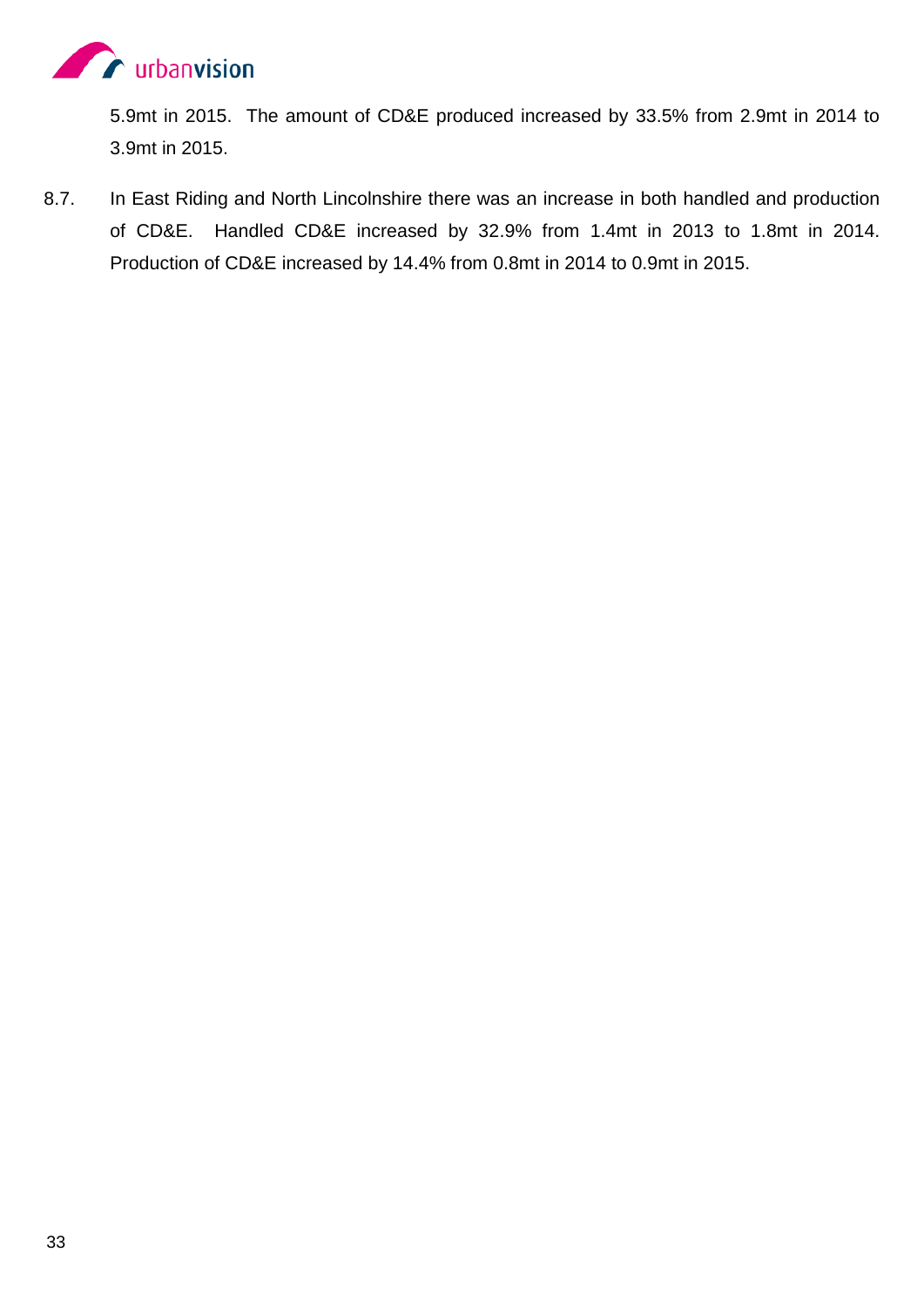5.9mt in 2015. The amount of CD&E produced increased by 33.5% from 2.9mt in 2014 to 3.9mt in 2015.

8.7. In East Riding and North Lincolnshire there was an increase in both handled and production of CD&E. Handled CD&E increased by 32.9% from 1.4mt in 2013 to 1.8mt in 2014. Production of CD&E increased by 14.4% from 0.8mt in 2014 to 0.9mt in 2015.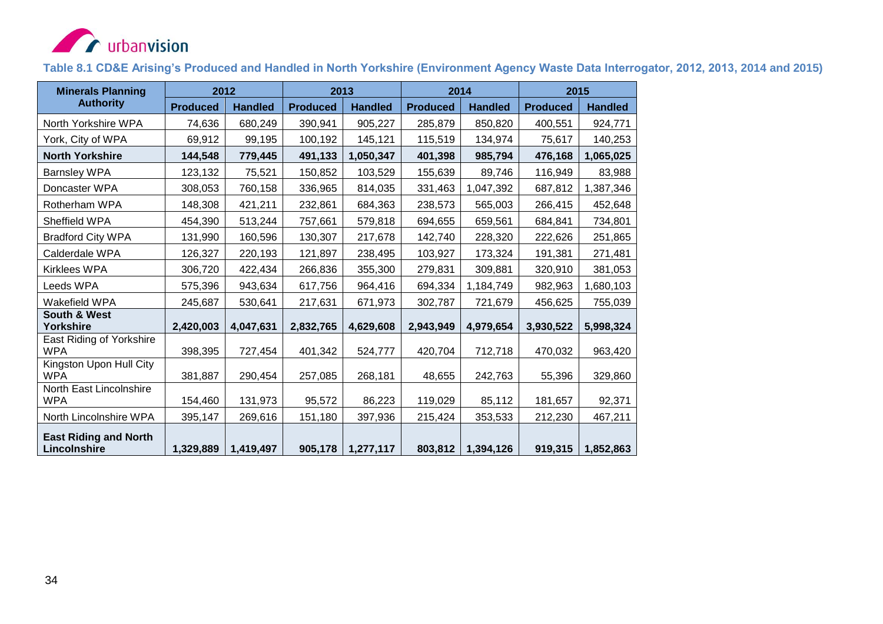**Table 8.1 CD&E Arising's Produced and Handled in North Yorkshire (Environment Agency Waste Data Interrogator, 2012, 2013, 2014 and 2015)**

| Minerals Planning Authority | 2012 | | 2013 | | 2014 | | 2015 | |
|---|---|---|---|---|---|---|---|---|
| | Produced | Handled | Produced | Handled | Produced | Handled | Produced | Handled |
| North Yorkshire WPA | 74,636 | 680,249 | 390,941 | 905,227 | 285,879 | 850,820 | 400,551 | 924,771 |
| York, City of WPA | 69,912 | 99,195 | 100,192 | 145,121 | 115,519 | 134,974 | 75,617 | 140,253 |
| **North Yorkshire** | **144,548** | **779,445** | **491,133** | **1,050,347** | **401,398** | **985,794** | **476,168** | **1,065,025** |
| Barnsley WPA | 123,132 | 75,521 | 150,852 | 103,529 | 155,639 | 89,746 | 116,949 | 83,988 |
| Doncaster WPA | 308,053 | 760,158 | 336,965 | 814,035 | 331,463 | 1,047,392 | 687,812 | 1,387,346 |
| Rotherham WPA | 148,308 | 421,211 | 232,861 | 684,363 | 238,573 | 565,003 | 266,415 | 452,648 |
| Sheffield WPA | 454,390 | 513,244 | 757,661 | 579,818 | 694,655 | 659,561 | 684,841 | 734,801 |
| Bradford City WPA | 131,990 | 160,596 | 130,307 | 217,678 | 142,740 | 228,320 | 222,626 | 251,865 |
| Calderdale WPA | 126,327 | 220,193 | 121,897 | 238,495 | 103,927 | 173,324 | 191,381 | 271,481 |
| Kirklees WPA | 306,720 | 422,434 | 266,836 | 355,300 | 279,831 | 309,881 | 320,910 | 381,053 |
| Leeds WPA | 575,396 | 943,634 | 617,756 | 964,416 | 694,334 | 1,184,749 | 982,963 | 1,680,103 |
| Wakefield WPA | 245,687 | 530,641 | 217,631 | 671,973 | 302,787 | 721,679 | 456,625 | 755,039 |
| **South & West Yorkshire** | **2,420,003** | **4,047,631** | **2,832,765** | **4,629,608** | **2,943,949** | **4,979,654** | **3,930,522** | **5,998,324** |
| East Riding of Yorkshire WPA | 398,395 | 727,454 | 401,342 | 524,777 | 420,704 | 712,718 | 470,032 | 963,420 |
| Kingston Upon Hull City WPA | 381,887 | 290,454 | 257,085 | 268,181 | 48,655 | 242,763 | 55,396 | 329,860 |
| North East Lincolnshire WPA | 154,460 | 131,973 | 95,572 | 86,223 | 119,029 | 85,112 | 181,657 | 92,371 |
| North Lincolnshire WPA | 395,147 | 269,616 | 151,180 | 397,936 | 215,424 | 353,533 | 212,230 | 467,211 |
| **East Riding and North Lincolnshire** | **1,329,889** | **1,419,497** | **905,178** | **1,277,117** | **803,812** | **1,394,126** | **919,315** | **1,852,863** |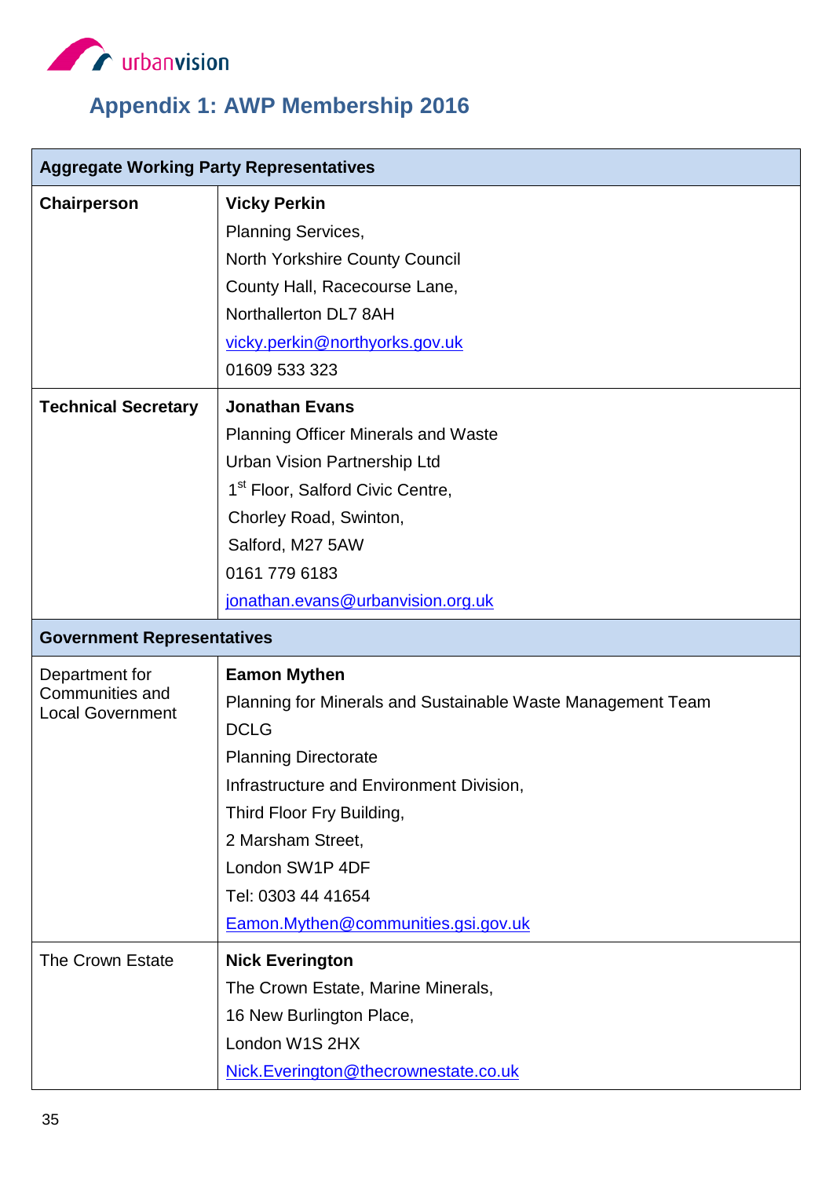## Appendix 1: AWP Membership 2016

| Aggregate Working Party Representatives | |
|---|---|
| **Chairperson** | **Vicky Perkin**<br>Planning Services,<br>North Yorkshire County Council<br>County Hall, Racecourse Lane,<br>Northallerton DL7 8AH<br>vicky.perkin@northyorks.gov.uk<br>01609 533 323 |
| **Technical Secretary** | **Jonathan Evans**<br>Planning Officer Minerals and Waste<br>Urban Vision Partnership Ltd<br>1st Floor, Salford Civic Centre,<br>Chorley Road, Swinton,<br>Salford, M27 5AW<br>0161 779 6183<br>jonathan.evans@urbanvision.org.uk |
| **Government Representatives** | |
| Department for Communities and Local Government | **Eamon Mythen**<br>Planning for Minerals and Sustainable Waste Management Team<br>DCLG<br>Planning Directorate<br>Infrastructure and Environment Division,<br>Third Floor Fry Building,<br>2 Marsham Street,<br>London SW1P 4DF<br>Tel: 0303 44 41654<br>Eamon.Mythen@communities.gsi.gov.uk |
| The Crown Estate | **Nick Everington**<br>The Crown Estate, Marine Minerals,<br>16 New Burlington Place,<br>London W1S 2HX<br>Nick.Everington@thecrownestate.co.uk |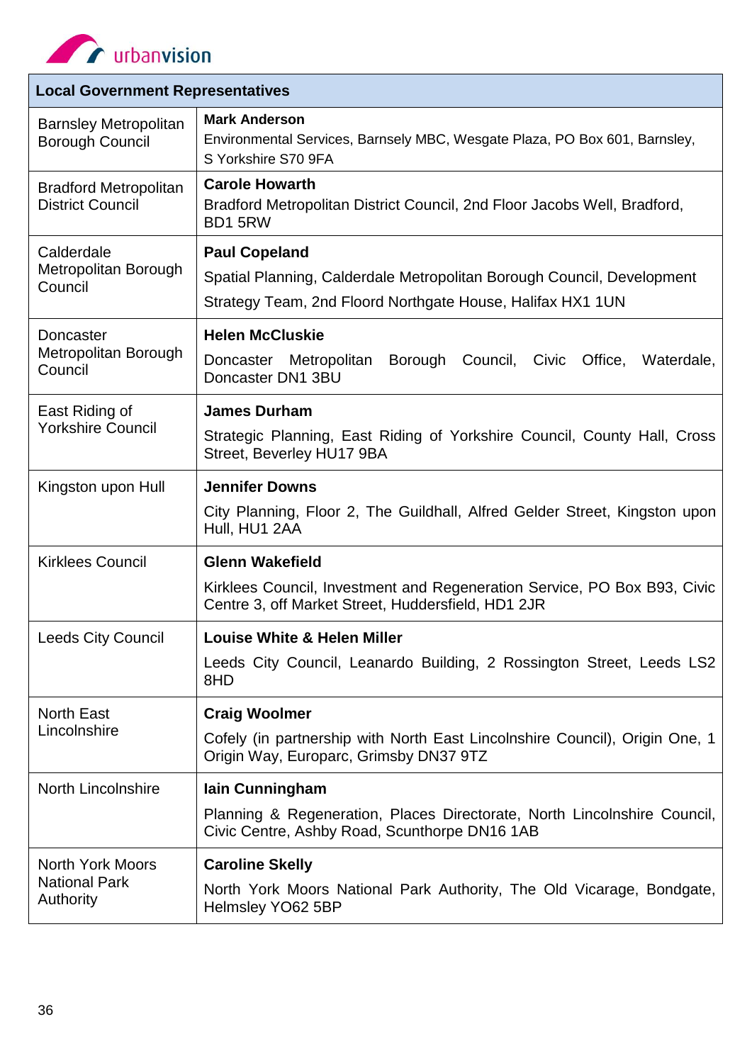| Local Government Representatives | |
|---|---|
| Barnsley Metropolitan Borough Council | **Mark Anderson**<br>Environmental Services, Barnsely MBC, Wesgate Plaza, PO Box 601, Barnsley, S Yorkshire S70 9FA |
| Bradford Metropolitan District Council | **Carole Howarth**<br>Bradford Metropolitan District Council, 2nd Floor Jacobs Well, Bradford, BD1 5RW |
| Calderdale Metropolitan Borough Council | **Paul Copeland**<br>Spatial Planning, Calderdale Metropolitan Borough Council, Development Strategy Team, 2nd Floord Northgate House, Halifax HX1 1UN |
| Doncaster Metropolitan Borough Council | **Helen McCluskie**<br>Doncaster Metropolitan Borough Council, Civic Office, Waterdale, Doncaster DN1 3BU |
| East Riding of Yorkshire Council | **James Durham**<br>Strategic Planning, East Riding of Yorkshire Council, County Hall, Cross Street, Beverley HU17 9BA |
| Kingston upon Hull | **Jennifer Downs**<br>City Planning, Floor 2, The Guildhall, Alfred Gelder Street, Kingston upon Hull, HU1 2AA |
| Kirklees Council | **Glenn Wakefield**<br>Kirklees Council, Investment and Regeneration Service, PO Box B93, Civic Centre 3, off Market Street, Huddersfield, HD1 2JR |
| Leeds City Council | **Louise White & Helen Miller**<br>Leeds City Council, Leanardo Building, 2 Rossington Street, Leeds LS2 8HD |
| North East Lincolnshire | **Craig Woolmer**<br>Cofely (in partnership with North East Lincolnshire Council), Origin One, 1 Origin Way, Europarc, Grimsby DN37 9TZ |
| North Lincolnshire | **Iain Cunningham**<br>Planning & Regeneration, Places Directorate, North Lincolnshire Council, Civic Centre, Ashby Road, Scunthorpe DN16 1AB |
| North York Moors National Park Authority | **Caroline Skelly**<br>North York Moors National Park Authority, The Old Vicarage, Bondgate, Helmsley YO62 5BP |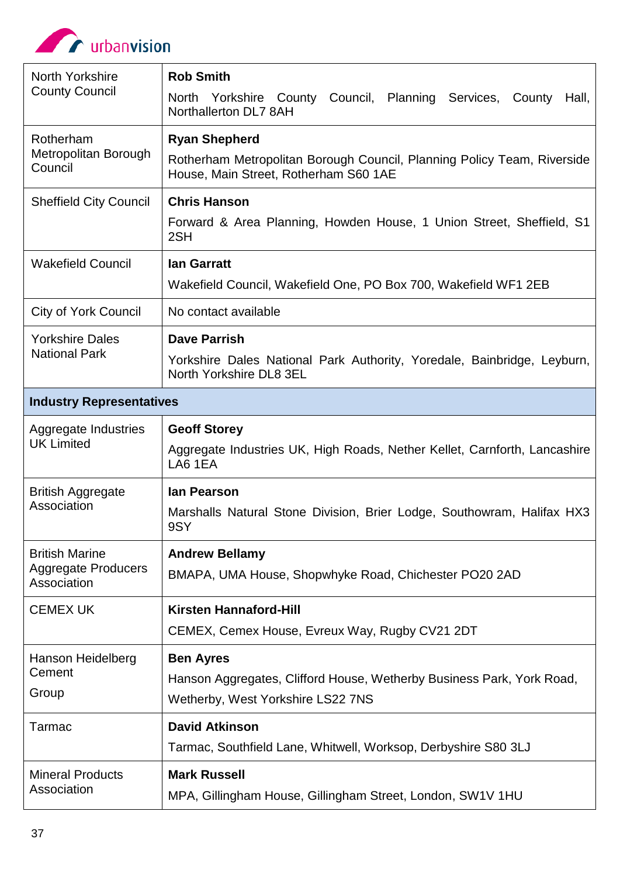| | |
|---|---|
| North Yorkshire County Council | **Rob Smith**<br>North Yorkshire County Council, Planning Services, County Hall, Northallerton DL7 8AH |
| Rotherham Metropolitan Borough Council | **Ryan Shepherd**<br>Rotherham Metropolitan Borough Council, Planning Policy Team, Riverside House, Main Street, Rotherham S60 1AE |
| Sheffield City Council | **Chris Hanson**<br>Forward & Area Planning, Howden House, 1 Union Street, Sheffield, S1 2SH |
| Wakefield Council | **Ian Garratt**<br>Wakefield Council, Wakefield One, PO Box 700, Wakefield WF1 2EB |
| City of York Council | No contact available |
| Yorkshire Dales National Park | **Dave Parrish**<br>Yorkshire Dales National Park Authority, Yoredale, Bainbridge, Leyburn, North Yorkshire DL8 3EL |
| **Industry Representatives** | |
| Aggregate Industries UK Limited | **Geoff Storey**<br>Aggregate Industries UK, High Roads, Nether Kellet, Carnforth, Lancashire LA6 1EA |
| British Aggregate Association | **Ian Pearson**<br>Marshalls Natural Stone Division, Brier Lodge, Southowram, Halifax HX3 9SY |
| British Marine Aggregate Producers Association | **Andrew Bellamy**<br>BMAPA, UMA House, Shopwhyke Road, Chichester PO20 2AD |
| CEMEX UK | **Kirsten Hannaford-Hill**<br>CEMEX, Cemex House, Evreux Way, Rugby CV21 2DT |
| Hanson Heidelberg Cement Group | **Ben Ayres**<br>Hanson Aggregates, Clifford House, Wetherby Business Park, York Road, Wetherby, West Yorkshire LS22 7NS |
| Tarmac | **David Atkinson**<br>Tarmac, Southfield Lane, Whitwell, Worksop, Derbyshire S80 3LJ |
| Mineral Products Association | **Mark Russell**<br>MPA, Gillingham House, Gillingham Street, London, SW1V 1HU |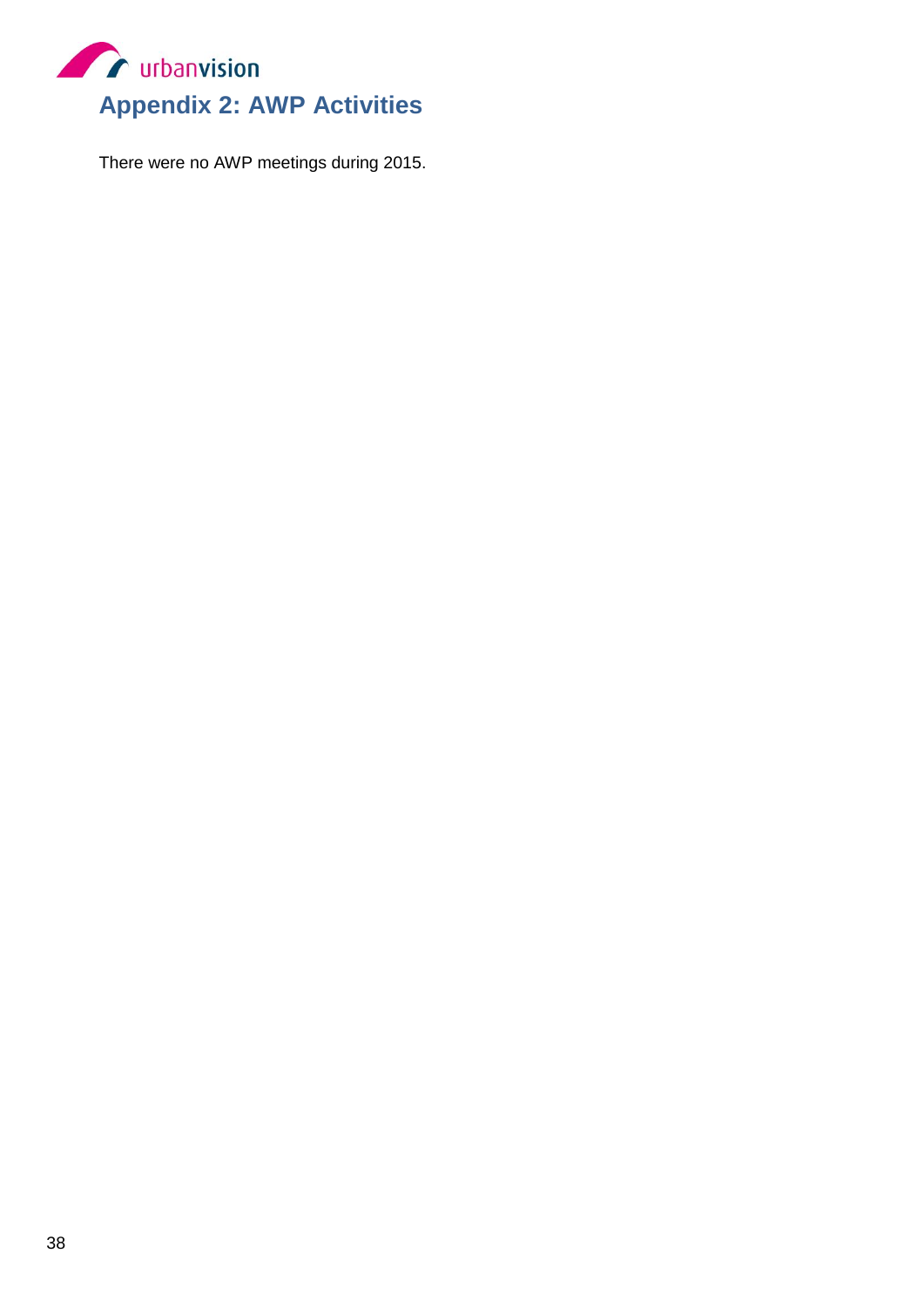# Appendix 2: AWP Activities

There were no AWP meetings during 2015.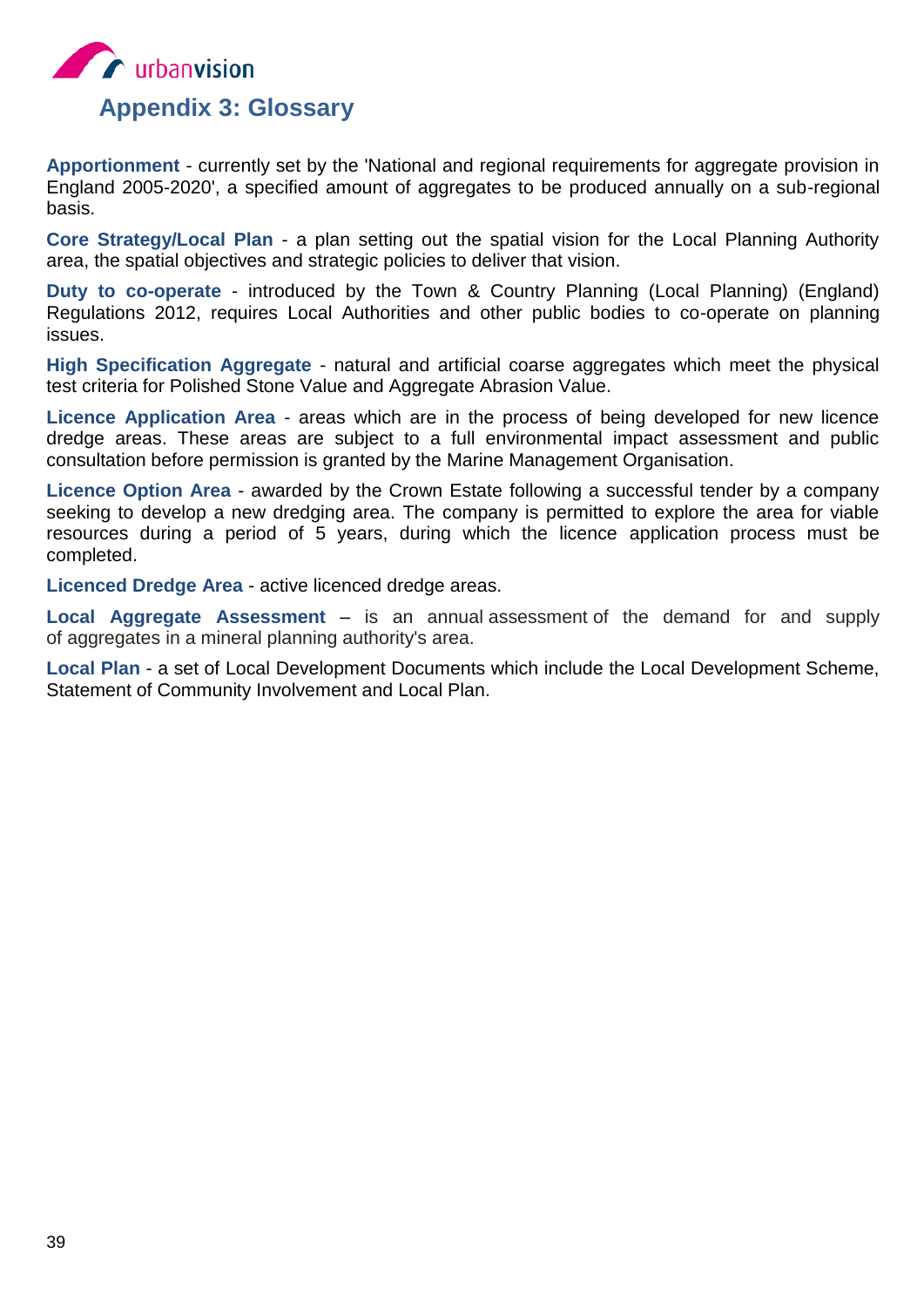## Appendix 3: Glossary

**Apportionment** - currently set by the 'National and regional requirements for aggregate provision in England 2005-2020', a specified amount of aggregates to be produced annually on a sub-regional basis.

**Core Strategy/Local Plan** - a plan setting out the spatial vision for the Local Planning Authority area, the spatial objectives and strategic policies to deliver that vision.

**Duty to co-operate** - introduced by the Town & Country Planning (Local Planning) (England) Regulations 2012, requires Local Authorities and other public bodies to co-operate on planning issues.

**High Specification Aggregate** - natural and artificial coarse aggregates which meet the physical test criteria for Polished Stone Value and Aggregate Abrasion Value.

**Licence Application Area** - areas which are in the process of being developed for new licence dredge areas. These areas are subject to a full environmental impact assessment and public consultation before permission is granted by the Marine Management Organisation.

**Licence Option Area** - awarded by the Crown Estate following a successful tender by a company seeking to develop a new dredging area. The company is permitted to explore the area for viable resources during a period of 5 years, during which the licence application process must be completed.

**Licenced Dredge Area** - active licenced dredge areas.

**Local Aggregate Assessment** – is an annual assessment of the demand for and supply of aggregates in a mineral planning authority's area.

**Local Plan** - a set of Local Development Documents which include the Local Development Scheme, Statement of Community Involvement and Local Plan.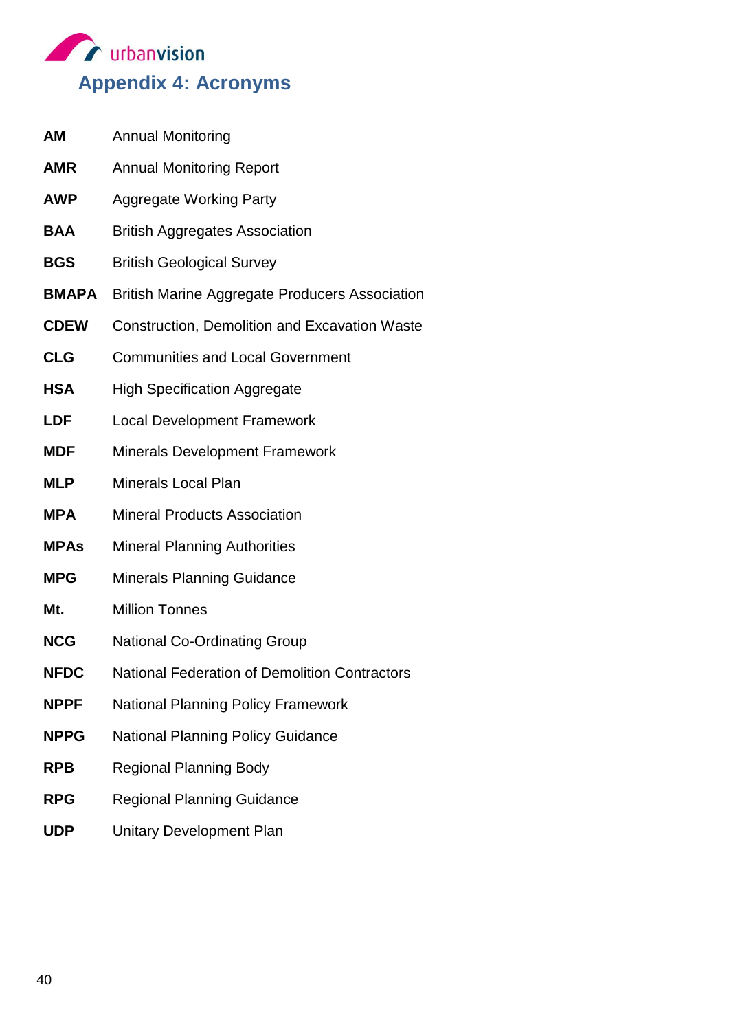# Appendix 4: Acronyms

| | |
|---|---|
| **AM** | Annual Monitoring |
| **AMR** | Annual Monitoring Report |
| **AWP** | Aggregate Working Party |
| **BAA** | British Aggregates Association |
| **BGS** | British Geological Survey |
| **BMAPA** | British Marine Aggregate Producers Association |
| **CDEW** | Construction, Demolition and Excavation Waste |
| **CLG** | Communities and Local Government |
| **HSA** | High Specification Aggregate |
| **LDF** | Local Development Framework |
| **MDF** | Minerals Development Framework |
| **MLP** | Minerals Local Plan |
| **MPA** | Mineral Products Association |
| **MPAs** | Mineral Planning Authorities |
| **MPG** | Minerals Planning Guidance |
| **Mt.** | Million Tonnes |
| **NCG** | National Co-Ordinating Group |
| **NFDC** | National Federation of Demolition Contractors |
| **NPPF** | National Planning Policy Framework |
| **NPPG** | National Planning Policy Guidance |
| **RPB** | Regional Planning Body |
| **RPG** | Regional Planning Guidance |
| **UDP** | Unitary Development Plan |